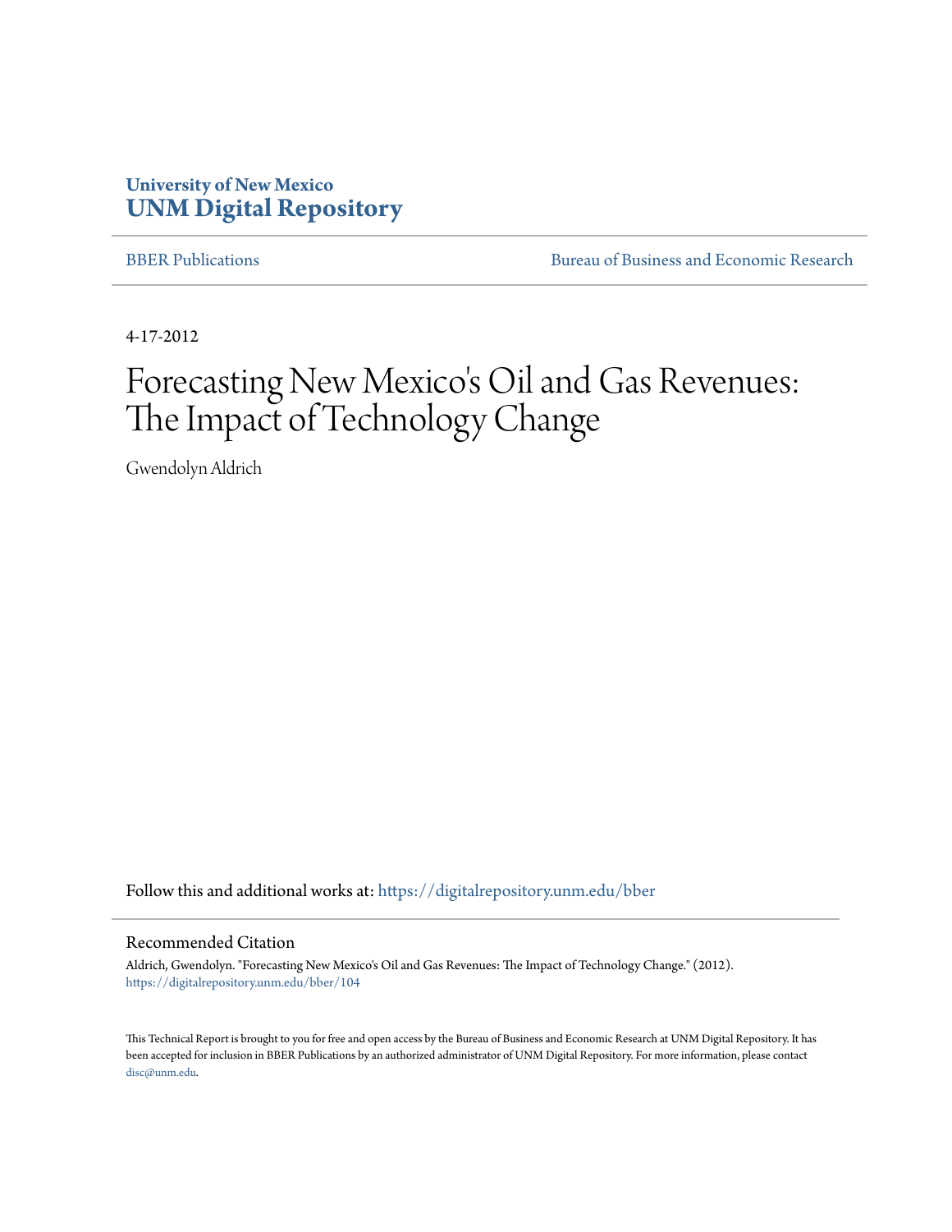University of New Mexico
**UNM Digital Repository**

BBER Publications | Bureau of Business and Economic Research

4-17-2012

# Forecasting New Mexico's Oil and Gas Revenues: The Impact of Technology Change

Gwendolyn Aldrich

Follow this and additional works at: https://digitalrepository.unm.edu/bber

## Recommended Citation

Aldrich, Gwendolyn. "Forecasting New Mexico's Oil and Gas Revenues: The Impact of Technology Change." (2012). https://digitalrepository.unm.edu/bber/104

This Technical Report is brought to you for free and open access by the Bureau of Business and Economic Research at UNM Digital Repository. It has been accepted for inclusion in BBER Publications by an authorized administrator of UNM Digital Repository. For more information, please contact disc@unm.edu.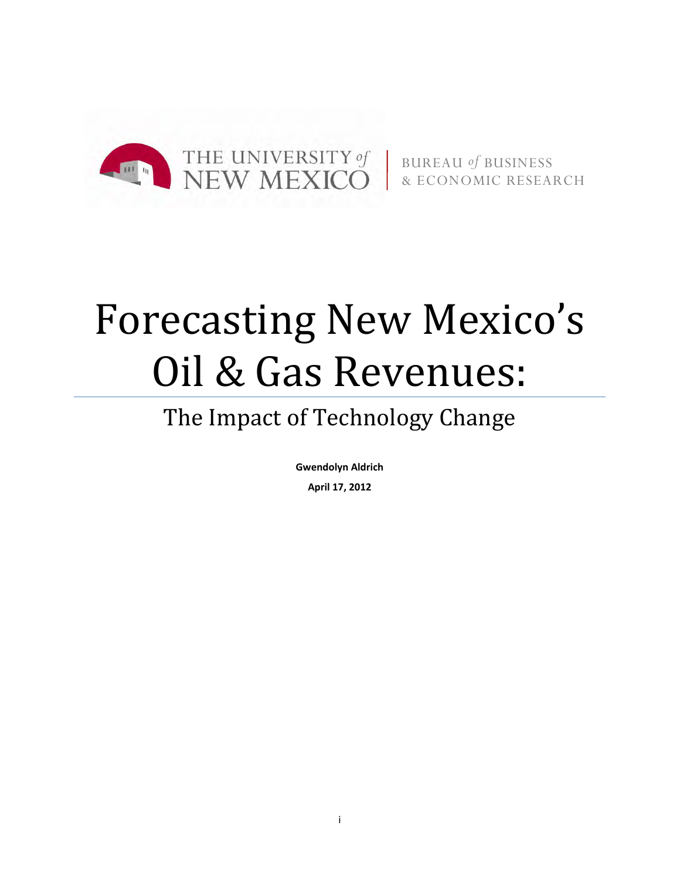THE UNIVERSITY *of* NEW MEXICO | BUREAU *of* BUSINESS & ECONOMIC RESEARCH

# Forecasting New Mexico's Oil & Gas Revenues:

## The Impact of Technology Change

**Gwendolyn Aldrich**

**April 17, 2012**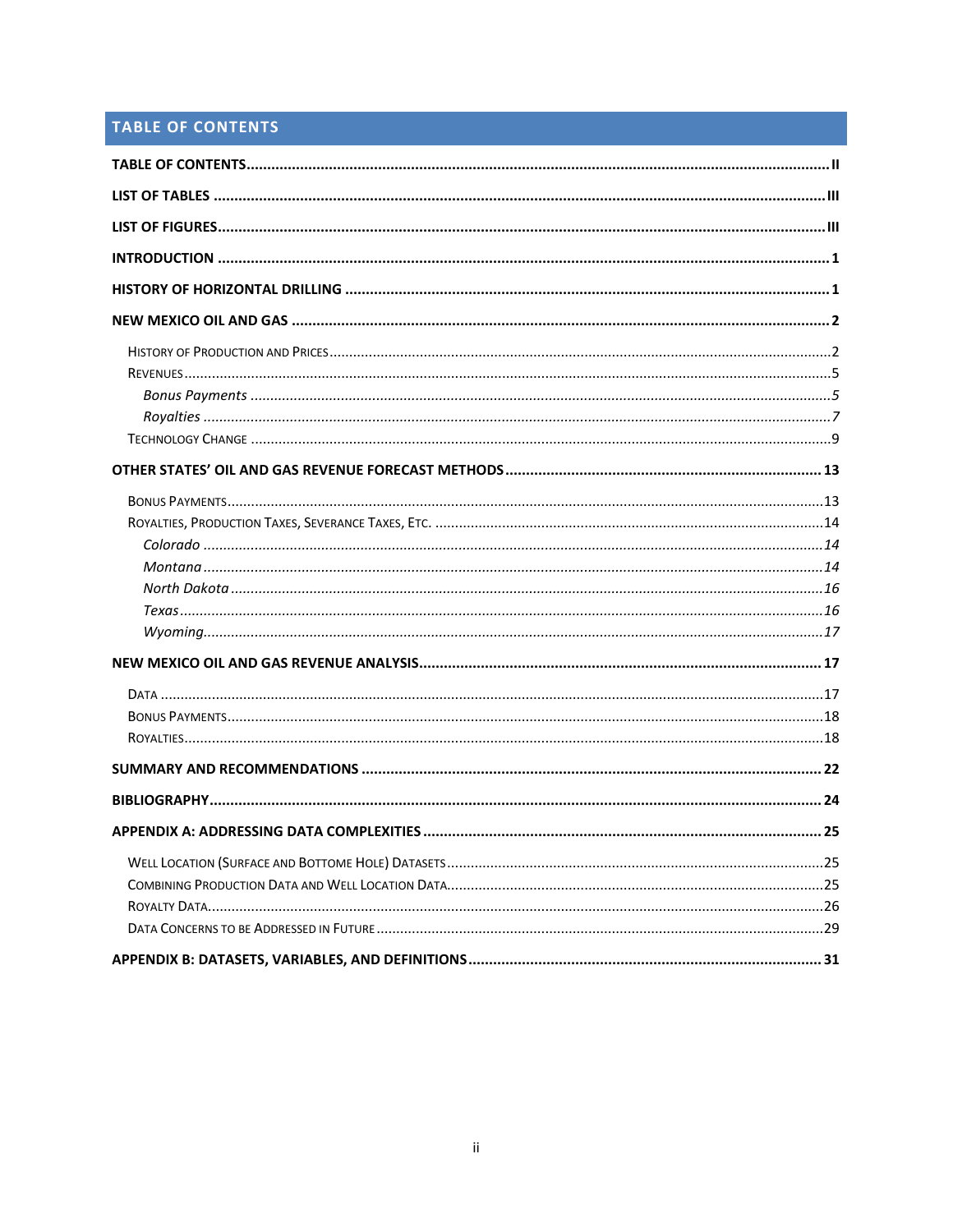## TABLE OF CONTENTS

**TABLE OF CONTENTS** .......... II

**LIST OF TABLES** .......... III

**LIST OF FIGURES** .......... III

**INTRODUCTION** .......... 1

**HISTORY OF HORIZONTAL DRILLING** .......... 1

**NEW MEXICO OIL AND GAS** .......... 2

- History of Production and Prices .......... 2
- Revenues .......... 5
  - *Bonus Payments* .......... *5*
  - *Royalties* .......... *7*
- Technology Change .......... 9

**OTHER STATES' OIL AND GAS REVENUE FORECAST METHODS** .......... 13

- Bonus Payments .......... 13
- Royalties, Production Taxes, Severance Taxes, Etc. .......... 14
  - *Colorado* .......... *14*
  - *Montana* .......... *14*
  - *North Dakota* .......... *16*
  - *Texas* .......... *16*
  - *Wyoming* .......... *17*

**NEW MEXICO OIL AND GAS REVENUE ANALYSIS** .......... 17

- Data .......... 17
- Bonus Payments .......... 18
- Royalties .......... 18

**SUMMARY AND RECOMMENDATIONS** .......... 22

**BIBLIOGRAPHY** .......... 24

**APPENDIX A: ADDRESSING DATA COMPLEXITIES** .......... 25

- Well Location (Surface and Bottome Hole) Datasets .......... 25
- Combining Production Data and Well Location Data .......... 25
- Royalty Data .......... 26
- Data Concerns to be Addressed in Future .......... 29

**APPENDIX B: DATASETS, VARIABLES, AND DEFINITIONS** .......... 31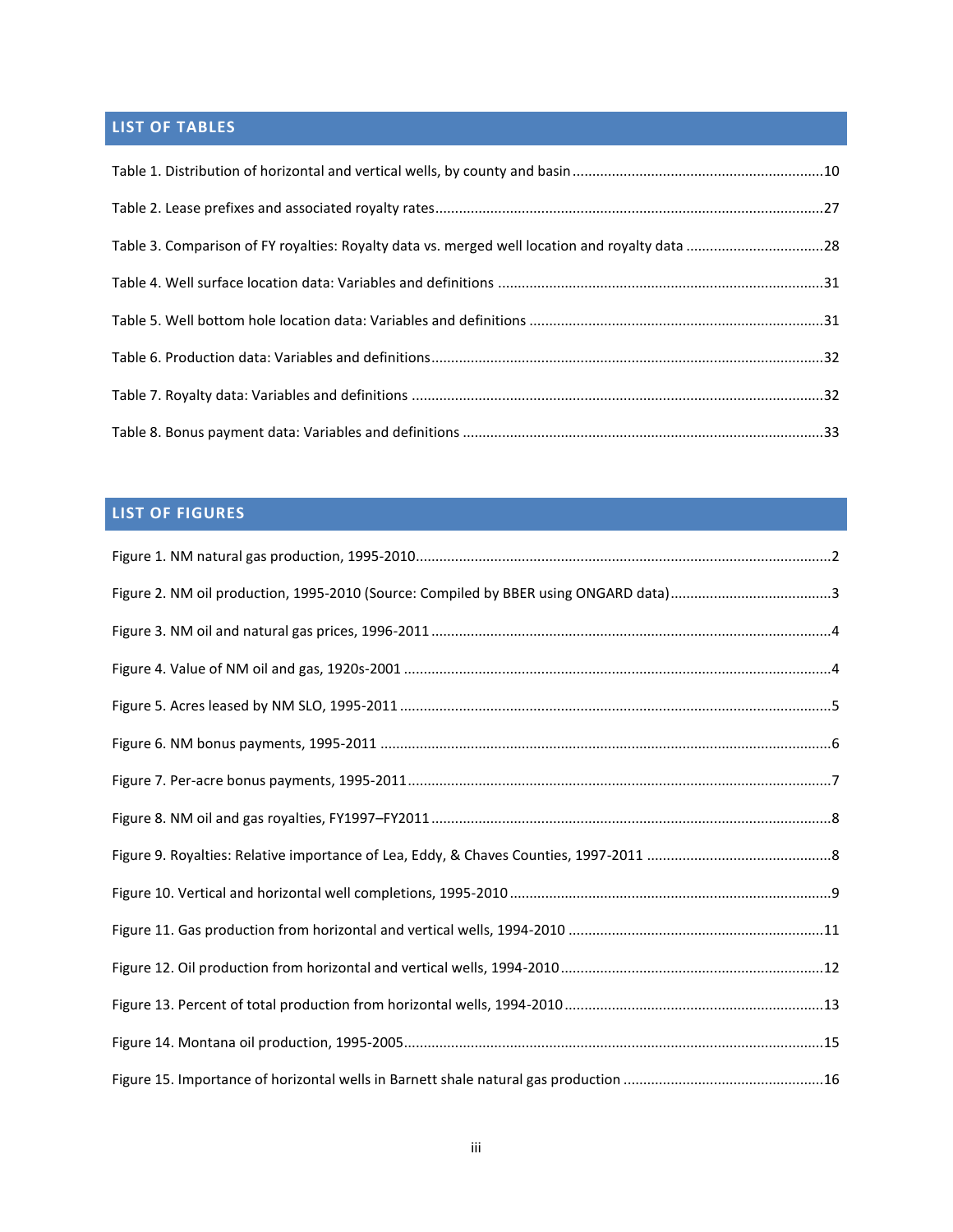## LIST OF TABLES

Table 1. Distribution of horizontal and vertical wells, by county and basin ........ 10

Table 2. Lease prefixes and associated royalty rates ........ 27

Table 3. Comparison of FY royalties: Royalty data vs. merged well location and royalty data ........ 28

Table 4. Well surface location data: Variables and definitions ........ 31

Table 5. Well bottom hole location data: Variables and definitions ........ 31

Table 6. Production data: Variables and definitions ........ 32

Table 7. Royalty data: Variables and definitions ........ 32

Table 8. Bonus payment data: Variables and definitions ........ 33

## LIST OF FIGURES

Figure 1. NM natural gas production, 1995-2010 ........ 2

Figure 2. NM oil production, 1995-2010 (Source: Compiled by BBER using ONGARD data) ........ 3

Figure 3. NM oil and natural gas prices, 1996-2011 ........ 4

Figure 4. Value of NM oil and gas, 1920s-2001 ........ 4

Figure 5. Acres leased by NM SLO, 1995-2011 ........ 5

Figure 6. NM bonus payments, 1995-2011 ........ 6

Figure 7. Per-acre bonus payments, 1995-2011 ........ 7

Figure 8. NM oil and gas royalties, FY1997–FY2011 ........ 8

Figure 9. Royalties: Relative importance of Lea, Eddy, & Chaves Counties, 1997-2011 ........ 8

Figure 10. Vertical and horizontal well completions, 1995-2010 ........ 9

Figure 11. Gas production from horizontal and vertical wells, 1994-2010 ........ 11

Figure 12. Oil production from horizontal and vertical wells, 1994-2010 ........ 12

Figure 13. Percent of total production from horizontal wells, 1994-2010 ........ 13

Figure 14. Montana oil production, 1995-2005 ........ 15

Figure 15. Importance of horizontal wells in Barnett shale natural gas production ........ 16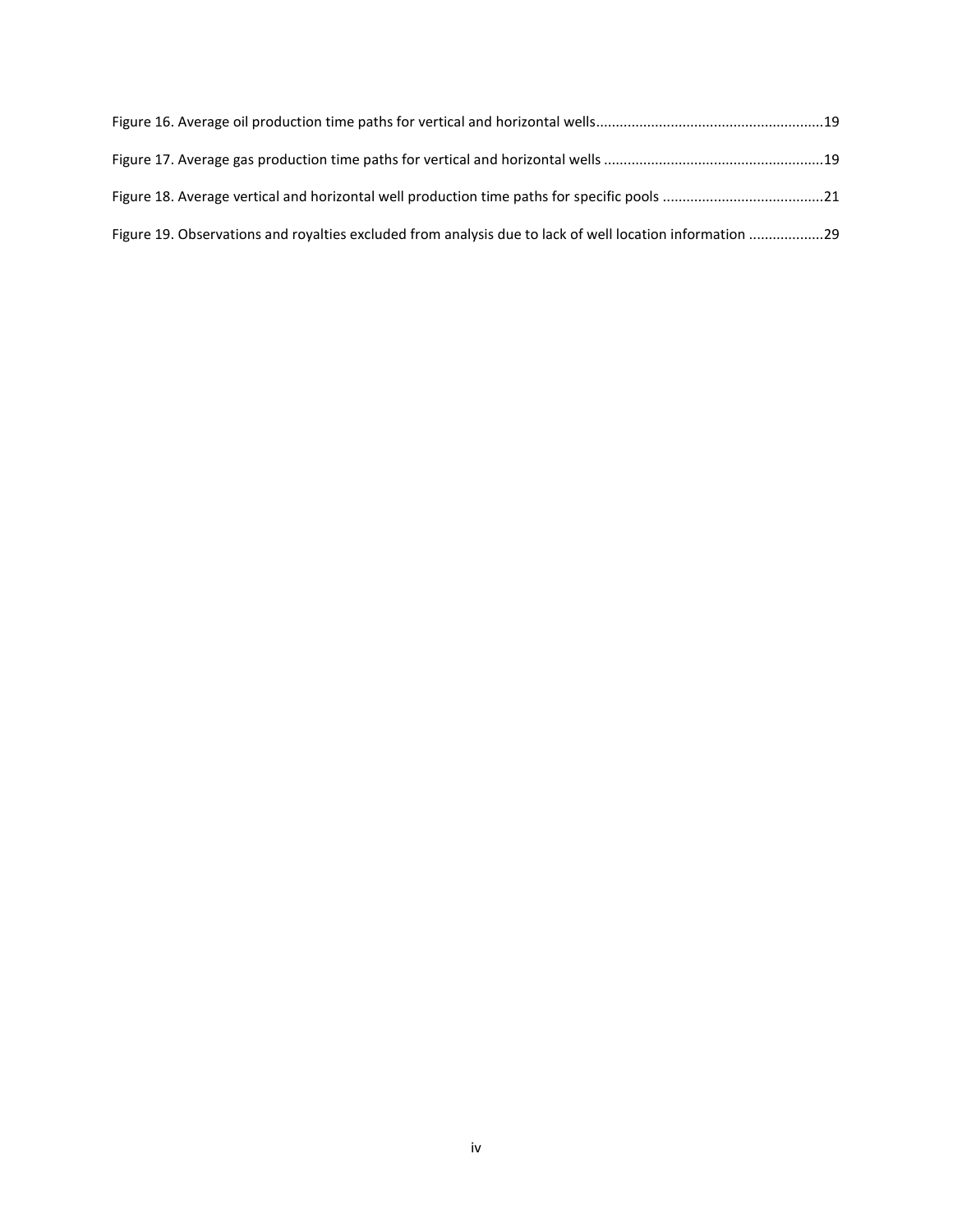Figure 16. Average oil production time paths for vertical and horizontal wells.........................................................19

Figure 17. Average gas production time paths for vertical and horizontal wells .......................................................19

Figure 18. Average vertical and horizontal well production time paths for specific pools .........................................21

Figure 19. Observations and royalties excluded from analysis due to lack of well location information ...................29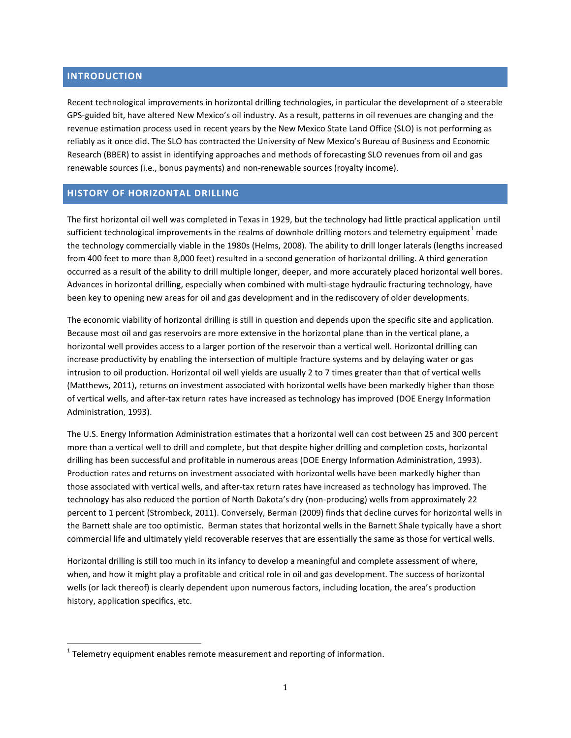## INTRODUCTION

Recent technological improvements in horizontal drilling technologies, in particular the development of a steerable GPS-guided bit, have altered New Mexico's oil industry. As a result, patterns in oil revenues are changing and the revenue estimation process used in recent years by the New Mexico State Land Office (SLO) is not performing as reliably as it once did. The SLO has contracted the University of New Mexico's Bureau of Business and Economic Research (BBER) to assist in identifying approaches and methods of forecasting SLO revenues from oil and gas renewable sources (i.e., bonus payments) and non-renewable sources (royalty income).

## HISTORY OF HORIZONTAL DRILLING

The first horizontal oil well was completed in Texas in 1929, but the technology had little practical application until sufficient technological improvements in the realms of downhole drilling motors and telemetry equipment[1] made the technology commercially viable in the 1980s (Helms, 2008). The ability to drill longer laterals (lengths increased from 400 feet to more than 8,000 feet) resulted in a second generation of horizontal drilling. A third generation occurred as a result of the ability to drill multiple longer, deeper, and more accurately placed horizontal well bores. Advances in horizontal drilling, especially when combined with multi-stage hydraulic fracturing technology, have been key to opening new areas for oil and gas development and in the rediscovery of older developments.

The economic viability of horizontal drilling is still in question and depends upon the specific site and application. Because most oil and gas reservoirs are more extensive in the horizontal plane than in the vertical plane, a horizontal well provides access to a larger portion of the reservoir than a vertical well. Horizontal drilling can increase productivity by enabling the intersection of multiple fracture systems and by delaying water or gas intrusion to oil production. Horizontal oil well yields are usually 2 to 7 times greater than that of vertical wells (Matthews, 2011), returns on investment associated with horizontal wells have been markedly higher than those of vertical wells, and after-tax return rates have increased as technology has improved (DOE Energy Information Administration, 1993).

The U.S. Energy Information Administration estimates that a horizontal well can cost between 25 and 300 percent more than a vertical well to drill and complete, but that despite higher drilling and completion costs, horizontal drilling has been successful and profitable in numerous areas (DOE Energy Information Administration, 1993). Production rates and returns on investment associated with horizontal wells have been markedly higher than those associated with vertical wells, and after-tax return rates have increased as technology has improved. The technology has also reduced the portion of North Dakota's dry (non-producing) wells from approximately 22 percent to 1 percent (Strombeck, 2011). Conversely, Berman (2009) finds that decline curves for horizontal wells in the Barnett shale are too optimistic. Berman states that horizontal wells in the Barnett Shale typically have a short commercial life and ultimately yield recoverable reserves that are essentially the same as those for vertical wells.

Horizontal drilling is still too much in its infancy to develop a meaningful and complete assessment of where, when, and how it might play a profitable and critical role in oil and gas development. The success of horizontal wells (or lack thereof) is clearly dependent upon numerous factors, including location, the area's production history, application specifics, etc.

---

[1] Telemetry equipment enables remote measurement and reporting of information.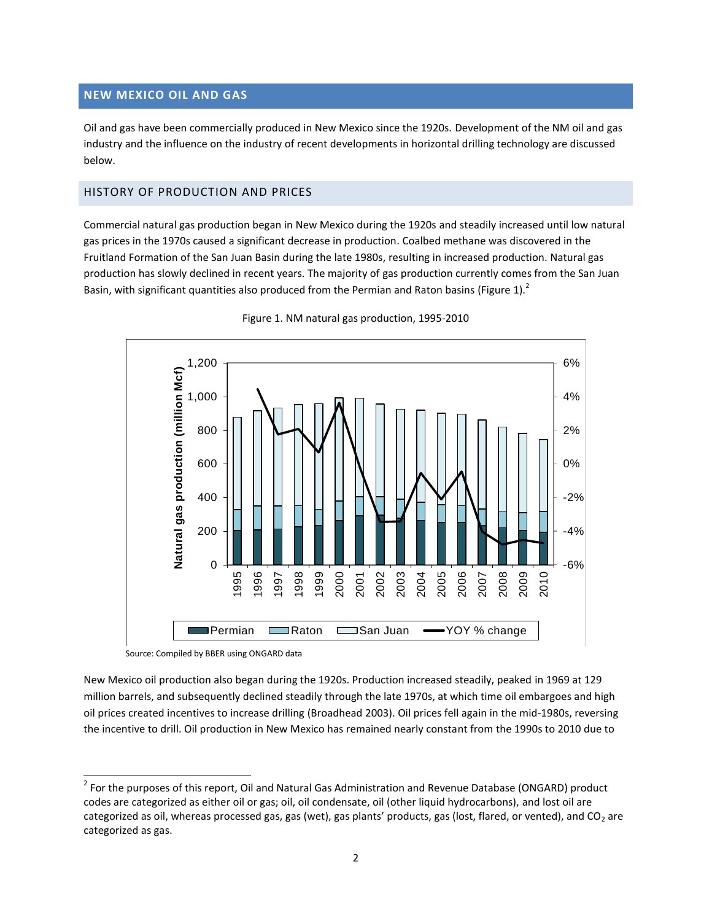## NEW MEXICO OIL AND GAS

Oil and gas have been commercially produced in New Mexico since the 1920s. Development of the NM oil and gas industry and the influence on the industry of recent developments in horizontal drilling technology are discussed below.

### HISTORY OF PRODUCTION AND PRICES

Commercial natural gas production began in New Mexico during the 1920s and steadily increased until low natural gas prices in the 1970s caused a significant decrease in production. Coalbed methane was discovered in the Fruitland Formation of the San Juan Basin during the late 1980s, resulting in increased production. Natural gas production has slowly declined in recent years. The majority of gas production currently comes from the San Juan Basin, with significant quantities also produced from the Permian and Raton basins (Figure 1).[2]

Figure 1. NM natural gas production, 1995-2010

Source: Compiled by BBER using ONGARD data

New Mexico oil production also began during the 1920s. Production increased steadily, peaked in 1969 at 129 million barrels, and subsequently declined steadily through the late 1970s, at which time oil embargoes and high oil prices created incentives to increase drilling (Broadhead 2003). Oil prices fell again in the mid-1980s, reversing the incentive to drill. Oil production in New Mexico has remained nearly constant from the 1990s to 2010 due to

[2] For the purposes of this report, Oil and Natural Gas Administration and Revenue Database (ONGARD) product codes are categorized as either oil or gas; oil, oil condensate, oil (other liquid hydrocarbons), and lost oil are categorized as oil, whereas processed gas, gas (wet), gas plants' products, gas (lost, flared, or vented), and $CO_2$ are categorized as gas.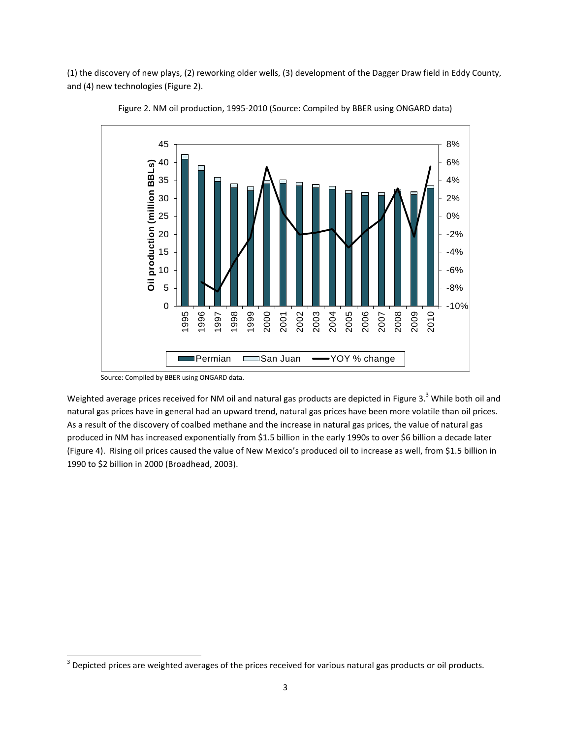(1) the discovery of new plays, (2) reworking older wells, (3) development of the Dagger Draw field in Eddy County, and (4) new technologies (Figure 2).

Figure 2. NM oil production, 1995-2010 (Source: Compiled by BBER using ONGARD data)

Source: Compiled by BBER using ONGARD data.

Weighted average prices received for NM oil and natural gas products are depicted in Figure 3.[3] While both oil and natural gas prices have in general had an upward trend, natural gas prices have been more volatile than oil prices. As a result of the discovery of coalbed methane and the increase in natural gas prices, the value of natural gas produced in NM has increased exponentially from $1.5 billion in the early 1990s to over $6 billion a decade later (Figure 4). Rising oil prices caused the value of New Mexico's produced oil to increase as well, from $1.5 billion in 1990 to $2 billion in 2000 (Broadhead, 2003).

[3] Depicted prices are weighted averages of the prices received for various natural gas products or oil products.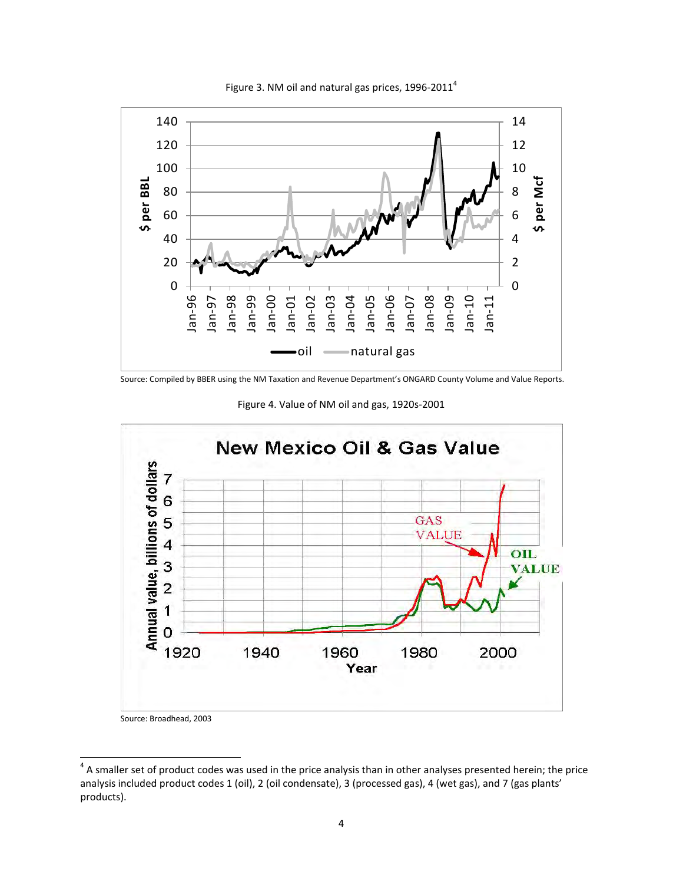Figure 3. NM oil and natural gas prices, 1996-2011[4]

Source: Compiled by BBER using the NM Taxation and Revenue Department's ONGARD County Volume and Value Reports.

Figure 4. Value of NM oil and gas, 1920s-2001

Source: Broadhead, 2003

---

[4] A smaller set of product codes was used in the price analysis than in other analyses presented herein; the price analysis included product codes 1 (oil), 2 (oil condensate), 3 (processed gas), 4 (wet gas), and 7 (gas plants' products).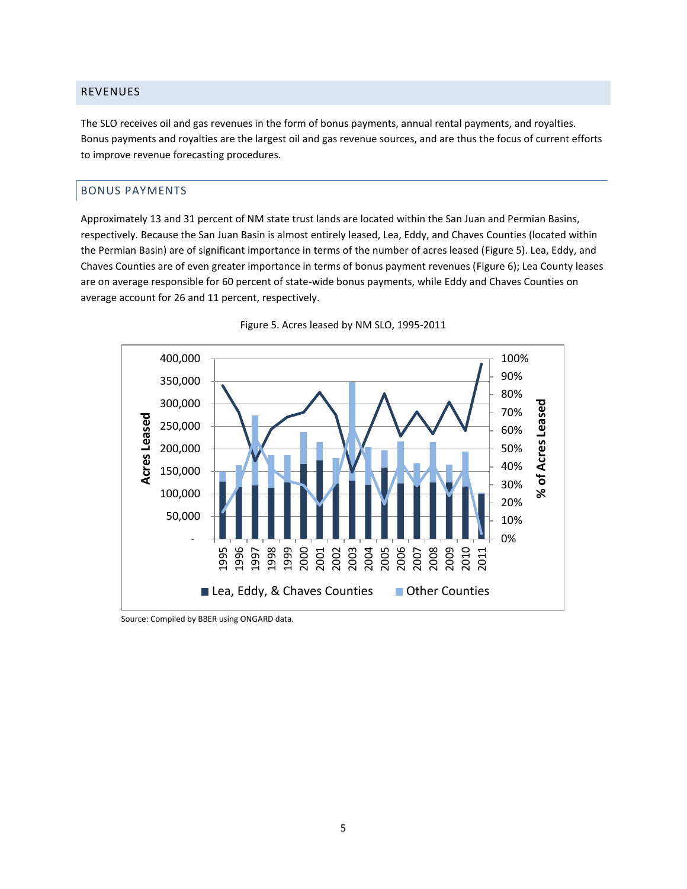## REVENUES

The SLO receives oil and gas revenues in the form of bonus payments, annual rental payments, and royalties. Bonus payments and royalties are the largest oil and gas revenue sources, and are thus the focus of current efforts to improve revenue forecasting procedures.

### BONUS PAYMENTS

Approximately 13 and 31 percent of NM state trust lands are located within the San Juan and Permian Basins, respectively. Because the San Juan Basin is almost entirely leased, Lea, Eddy, and Chaves Counties (located within the Permian Basin) are of significant importance in terms of the number of acres leased (Figure 5). Lea, Eddy, and Chaves Counties are of even greater importance in terms of bonus payment revenues (Figure 6); Lea County leases are on average responsible for 60 percent of state-wide bonus payments, while Eddy and Chaves Counties on average account for 26 and 11 percent, respectively.

Figure 5. Acres leased by NM SLO, 1995-2011

Source: Compiled by BBER using ONGARD data.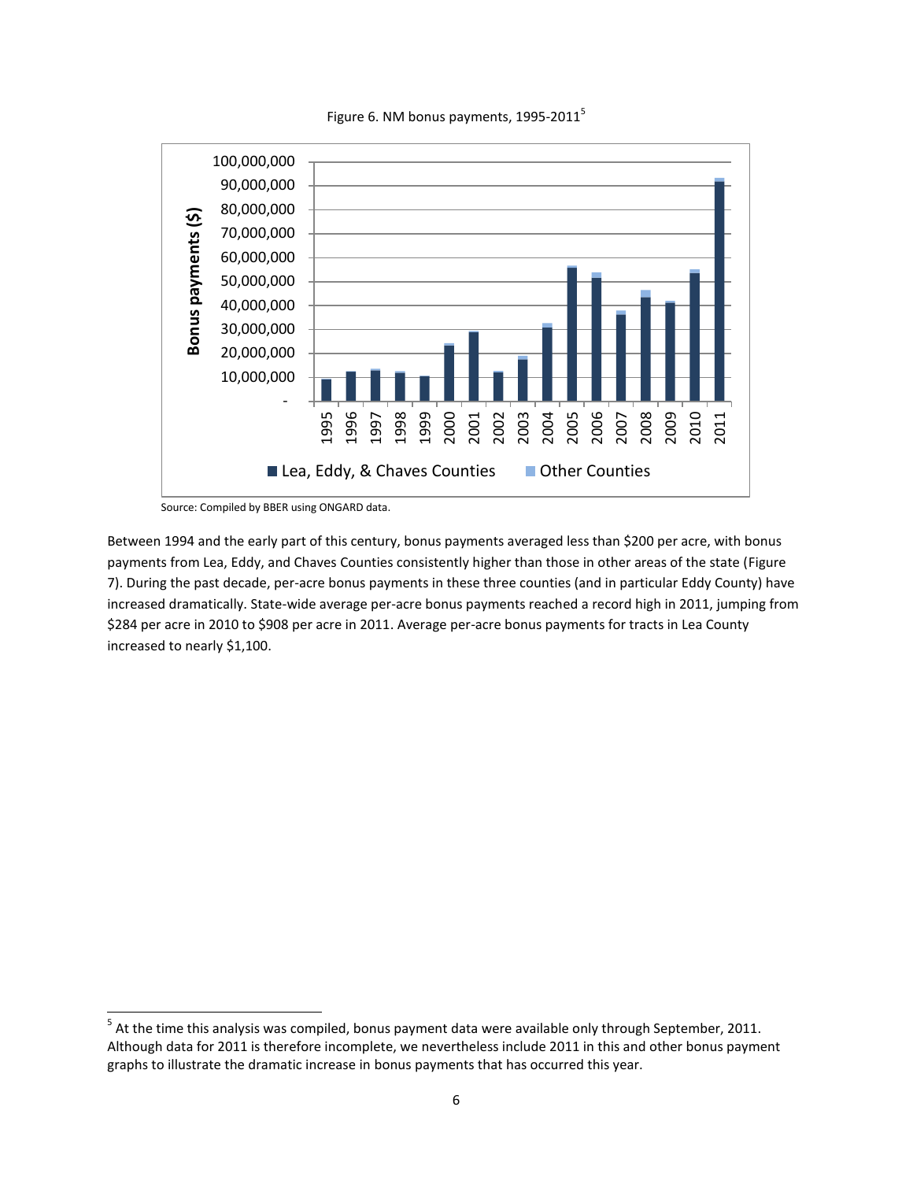Figure 6. NM bonus payments, 1995-2011[5]

Source: Compiled by BBER using ONGARD data.

Between 1994 and the early part of this century, bonus payments averaged less than $200 per acre, with bonus payments from Lea, Eddy, and Chaves Counties consistently higher than those in other areas of the state (Figure 7). During the past decade, per-acre bonus payments in these three counties (and in particular Eddy County) have increased dramatically. State-wide average per-acre bonus payments reached a record high in 2011, jumping from $284 per acre in 2010 to $908 per acre in 2011. Average per-acre bonus payments for tracts in Lea County increased to nearly $1,100.

---

[5] At the time this analysis was compiled, bonus payment data were available only through September, 2011. Although data for 2011 is therefore incomplete, we nevertheless include 2011 in this and other bonus payment graphs to illustrate the dramatic increase in bonus payments that has occurred this year.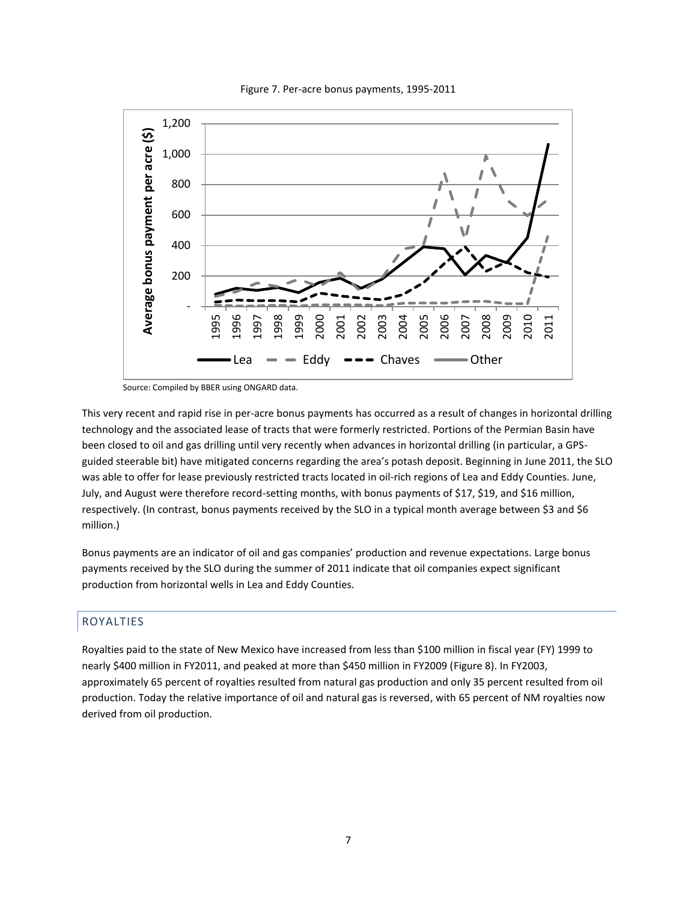Figure 7. Per-acre bonus payments, 1995-2011

Source: Compiled by BBER using ONGARD data.

This very recent and rapid rise in per-acre bonus payments has occurred as a result of changes in horizontal drilling technology and the associated lease of tracts that were formerly restricted. Portions of the Permian Basin have been closed to oil and gas drilling until very recently when advances in horizontal drilling (in particular, a GPS-guided steerable bit) have mitigated concerns regarding the area's potash deposit. Beginning in June 2011, the SLO was able to offer for lease previously restricted tracts located in oil-rich regions of Lea and Eddy Counties. June, July, and August were therefore record-setting months, with bonus payments of $17, $19, and $16 million, respectively. (In contrast, bonus payments received by the SLO in a typical month average between $3 and $6 million.)

Bonus payments are an indicator of oil and gas companies' production and revenue expectations. Large bonus payments received by the SLO during the summer of 2011 indicate that oil companies expect significant production from horizontal wells in Lea and Eddy Counties.

## ROYALTIES

Royalties paid to the state of New Mexico have increased from less than $100 million in fiscal year (FY) 1999 to nearly $400 million in FY2011, and peaked at more than $450 million in FY2009 (Figure 8). In FY2003, approximately 65 percent of royalties resulted from natural gas production and only 35 percent resulted from oil production. Today the relative importance of oil and natural gas is reversed, with 65 percent of NM royalties now derived from oil production.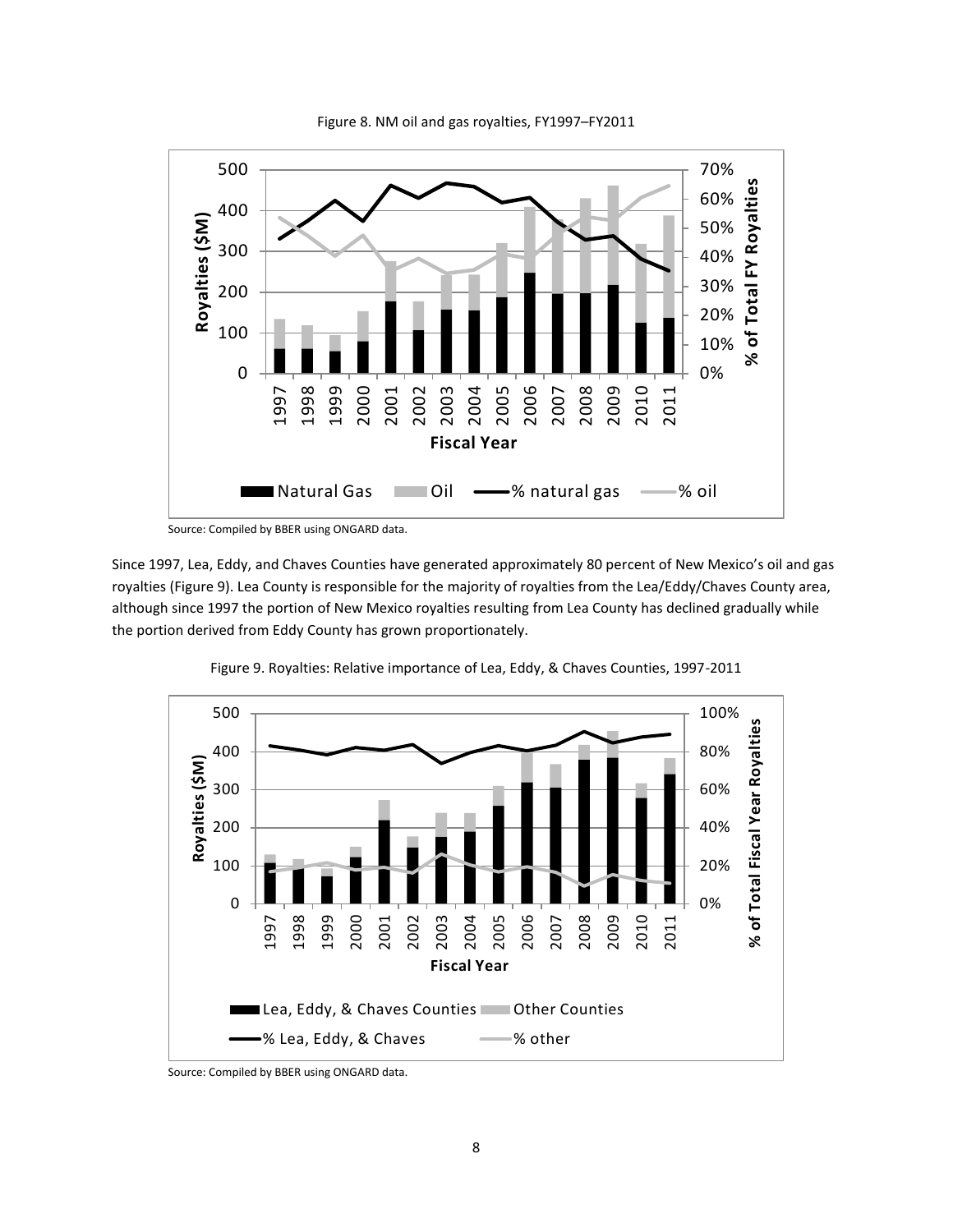Figure 8. NM oil and gas royalties, FY1997–FY2011

Source: Compiled by BBER using ONGARD data.

Since 1997, Lea, Eddy, and Chaves Counties have generated approximately 80 percent of New Mexico's oil and gas royalties (Figure 9). Lea County is responsible for the majority of royalties from the Lea/Eddy/Chaves County area, although since 1997 the portion of New Mexico royalties resulting from Lea County has declined gradually while the portion derived from Eddy County has grown proportionately.

Figure 9. Royalties: Relative importance of Lea, Eddy, & Chaves Counties, 1997-2011

Source: Compiled by BBER using ONGARD data.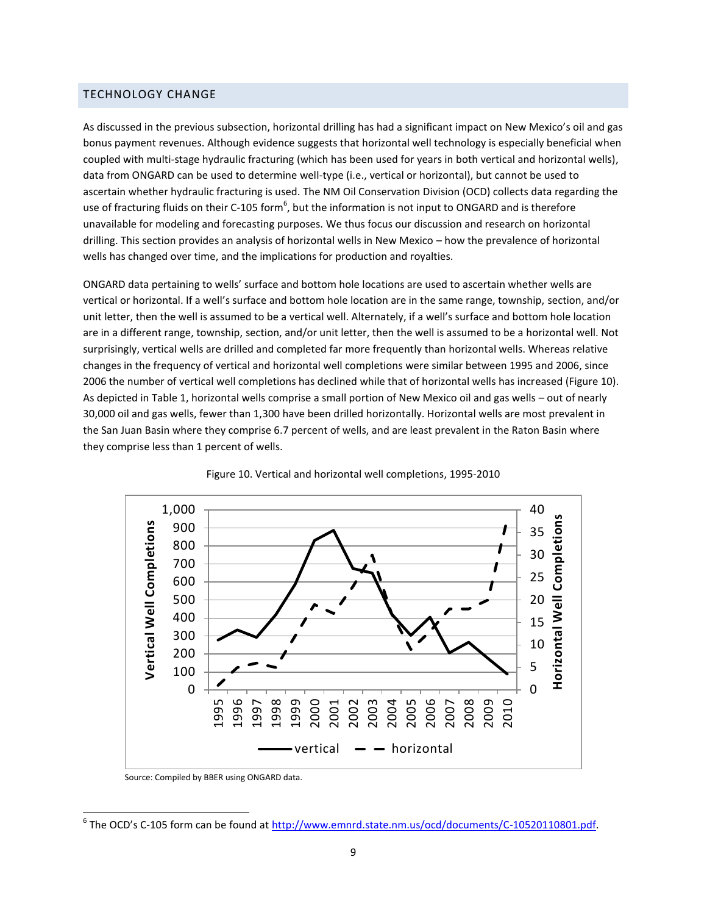## TECHNOLOGY CHANGE

As discussed in the previous subsection, horizontal drilling has had a significant impact on New Mexico's oil and gas bonus payment revenues. Although evidence suggests that horizontal well technology is especially beneficial when coupled with multi-stage hydraulic fracturing (which has been used for years in both vertical and horizontal wells), data from ONGARD can be used to determine well-type (i.e., vertical or horizontal), but cannot be used to ascertain whether hydraulic fracturing is used. The NM Oil Conservation Division (OCD) collects data regarding the use of fracturing fluids on their C-105 form[6], but the information is not input to ONGARD and is therefore unavailable for modeling and forecasting purposes. We thus focus our discussion and research on horizontal drilling. This section provides an analysis of horizontal wells in New Mexico – how the prevalence of horizontal wells has changed over time, and the implications for production and royalties.

ONGARD data pertaining to wells' surface and bottom hole locations are used to ascertain whether wells are vertical or horizontal. If a well's surface and bottom hole location are in the same range, township, section, and/or unit letter, then the well is assumed to be a vertical well. Alternately, if a well's surface and bottom hole location are in a different range, township, section, and/or unit letter, then the well is assumed to be a horizontal well. Not surprisingly, vertical wells are drilled and completed far more frequently than horizontal wells. Whereas relative changes in the frequency of vertical and horizontal well completions were similar between 1995 and 2006, since 2006 the number of vertical well completions has declined while that of horizontal wells has increased (Figure 10). As depicted in Table 1, horizontal wells comprise a small portion of New Mexico oil and gas wells – out of nearly 30,000 oil and gas wells, fewer than 1,300 have been drilled horizontally. Horizontal wells are most prevalent in the San Juan Basin where they comprise 6.7 percent of wells, and are least prevalent in the Raton Basin where they comprise less than 1 percent of wells.

Figure 10. Vertical and horizontal well completions, 1995-2010

Source: Compiled by BBER using ONGARD data.

---

[6] The OCD's C-105 form can be found at http://www.emnrd.state.nm.us/ocd/documents/C-10520110801.pdf.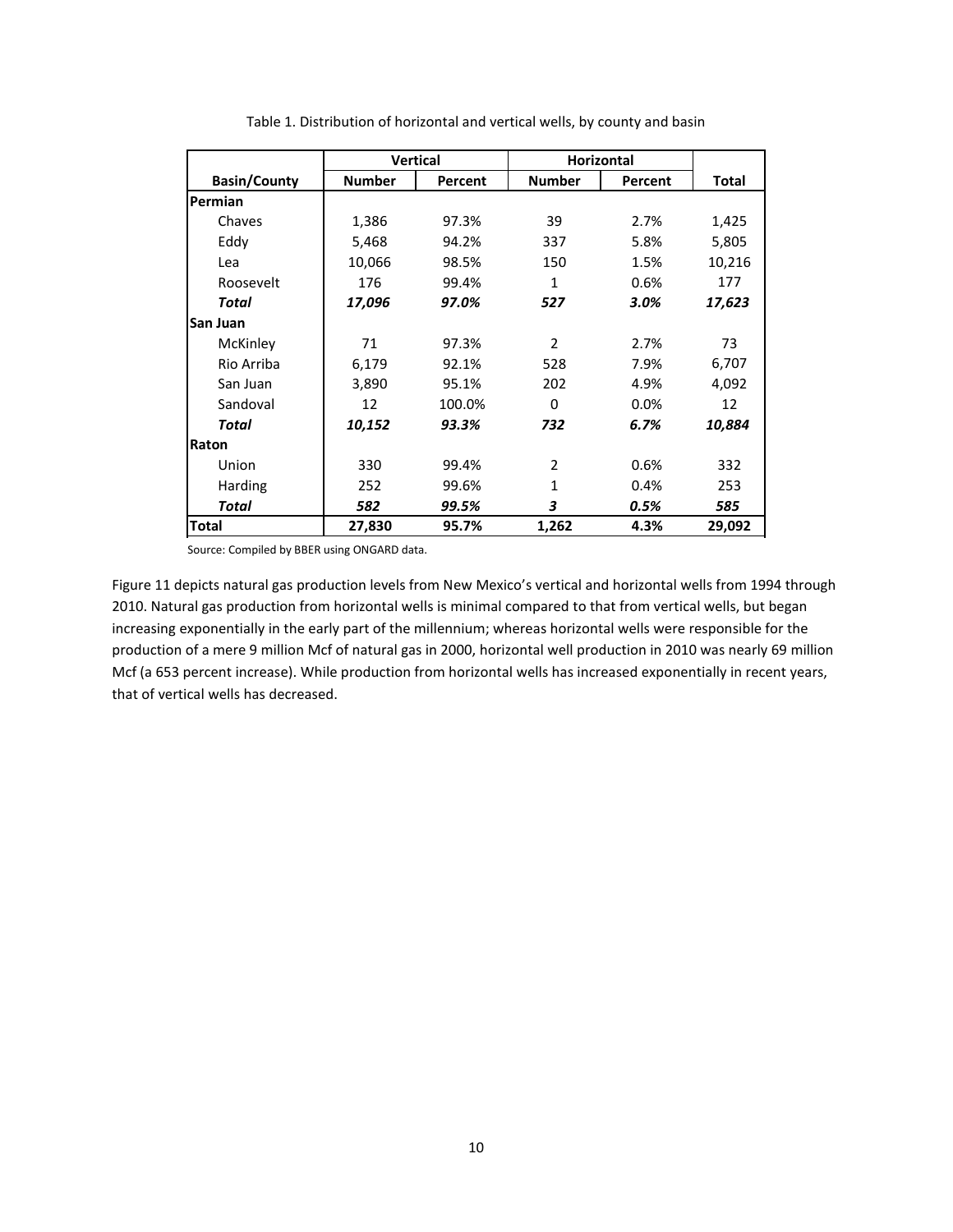Table 1. Distribution of horizontal and vertical wells, by county and basin

| Basin/County | Vertical | | Horizontal | | Total |
|---|---|---|---|---|---|
| | Number | Percent | Number | Percent | |
| **Permian** | | | | | |
| Chaves | 1,386 | 97.3% | 39 | 2.7% | 1,425 |
| Eddy | 5,468 | 94.2% | 337 | 5.8% | 5,805 |
| Lea | 10,066 | 98.5% | 150 | 1.5% | 10,216 |
| Roosevelt | 176 | 99.4% | 1 | 0.6% | 177 |
| ***Total*** | ***17,096*** | ***97.0%*** | ***527*** | ***3.0%*** | ***17,623*** |
| **San Juan** | | | | | |
| McKinley | 71 | 97.3% | 2 | 2.7% | 73 |
| Rio Arriba | 6,179 | 92.1% | 528 | 7.9% | 6,707 |
| San Juan | 3,890 | 95.1% | 202 | 4.9% | 4,092 |
| Sandoval | 12 | 100.0% | 0 | 0.0% | 12 |
| ***Total*** | ***10,152*** | ***93.3%*** | ***732*** | ***6.7%*** | ***10,884*** |
| **Raton** | | | | | |
| Union | 330 | 99.4% | 2 | 0.6% | 332 |
| Harding | 252 | 99.6% | 1 | 0.4% | 253 |
| ***Total*** | ***582*** | ***99.5%*** | ***3*** | ***0.5%*** | ***585*** |
| **Total** | **27,830** | **95.7%** | **1,262** | **4.3%** | **29,092** |

Source: Compiled by BBER using ONGARD data.

Figure 11 depicts natural gas production levels from New Mexico's vertical and horizontal wells from 1994 through 2010. Natural gas production from horizontal wells is minimal compared to that from vertical wells, but began increasing exponentially in the early part of the millennium; whereas horizontal wells were responsible for the production of a mere 9 million Mcf of natural gas in 2000, horizontal well production in 2010 was nearly 69 million Mcf (a 653 percent increase). While production from horizontal wells has increased exponentially in recent years, that of vertical wells has decreased.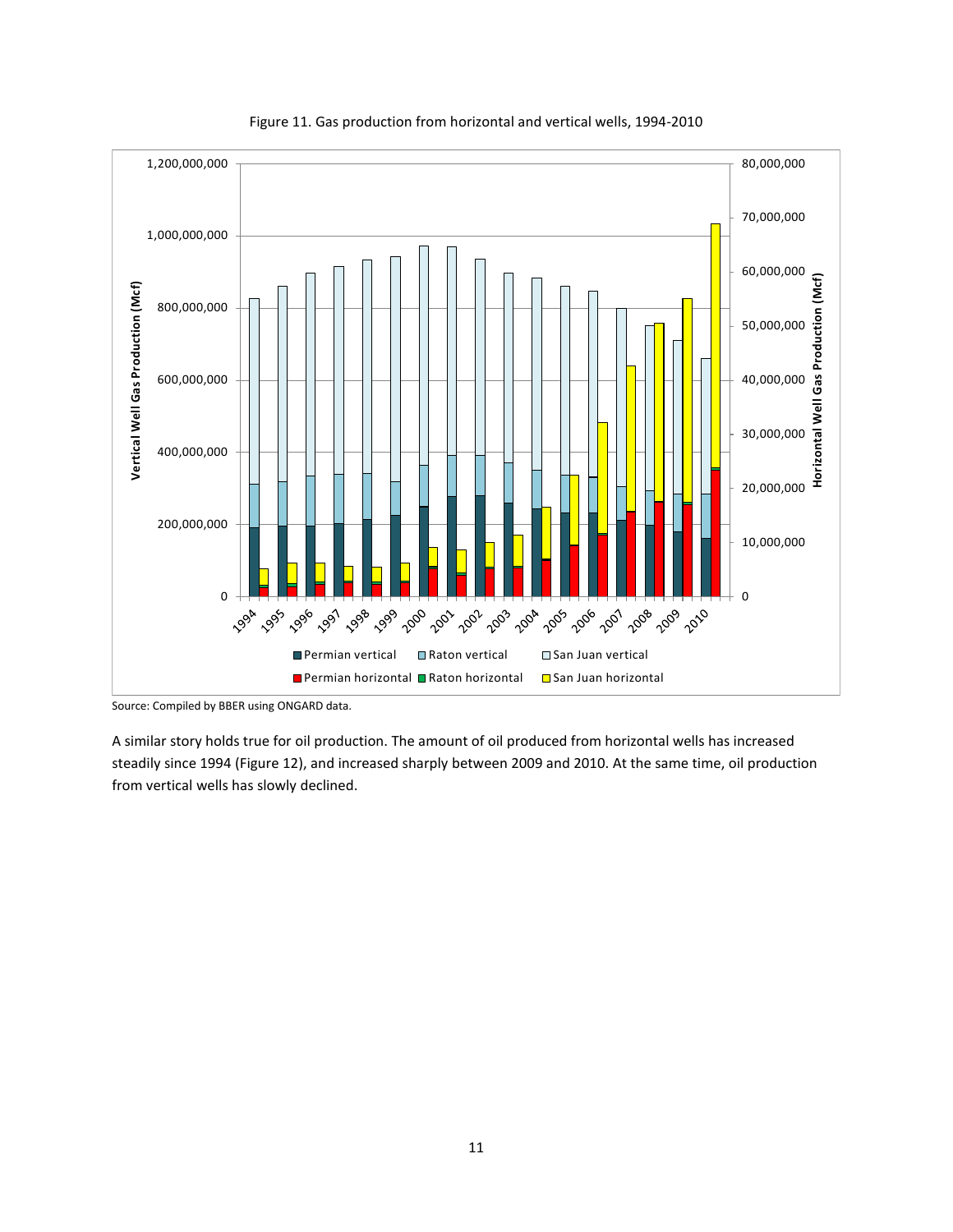Figure 11. Gas production from horizontal and vertical wells, 1994-2010

Source: Compiled by BBER using ONGARD data.

A similar story holds true for oil production. The amount of oil produced from horizontal wells has increased steadily since 1994 (Figure 12), and increased sharply between 2009 and 2010. At the same time, oil production from vertical wells has slowly declined.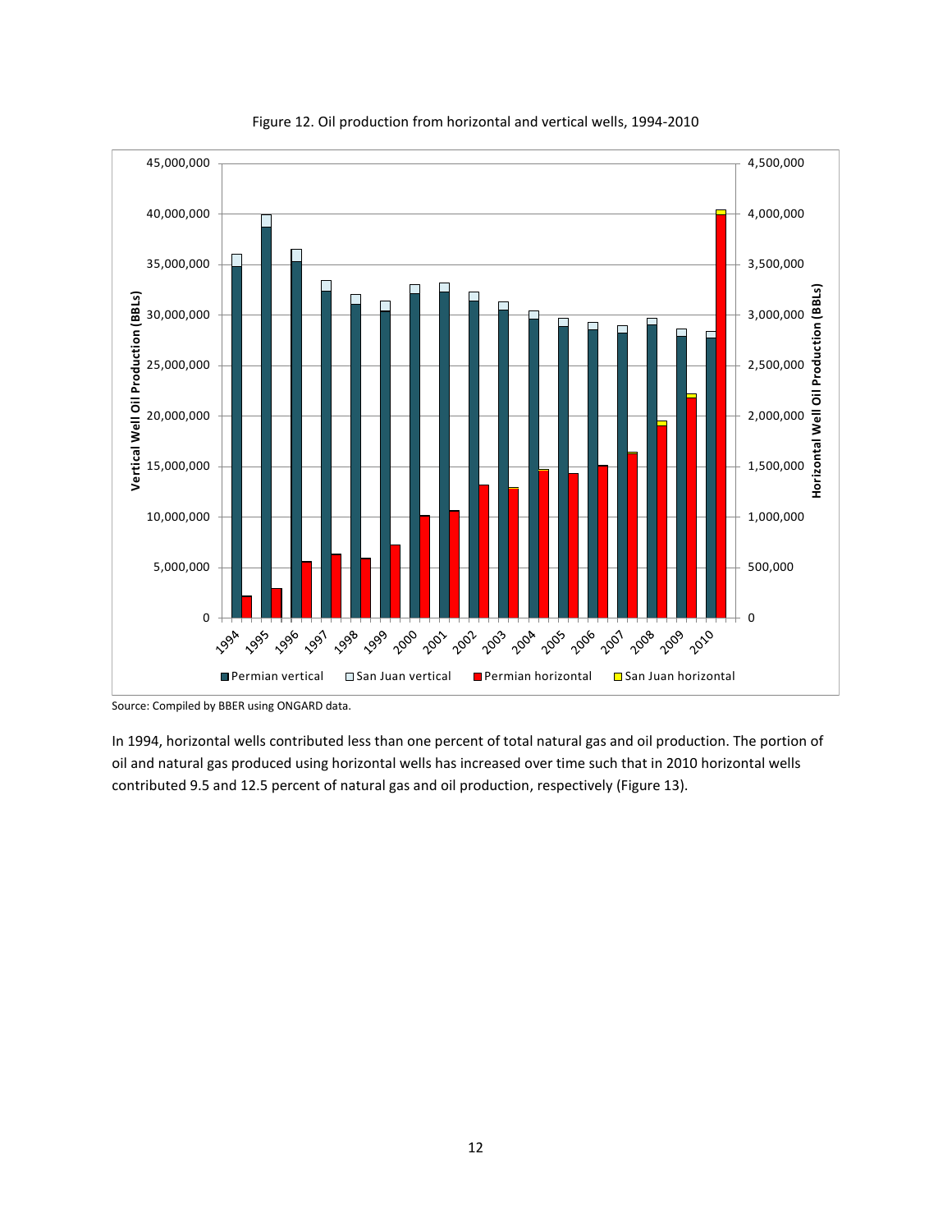Figure 12. Oil production from horizontal and vertical wells, 1994-2010

Source: Compiled by BBER using ONGARD data.

In 1994, horizontal wells contributed less than one percent of total natural gas and oil production. The portion of oil and natural gas produced using horizontal wells has increased over time such that in 2010 horizontal wells contributed 9.5 and 12.5 percent of natural gas and oil production, respectively (Figure 13).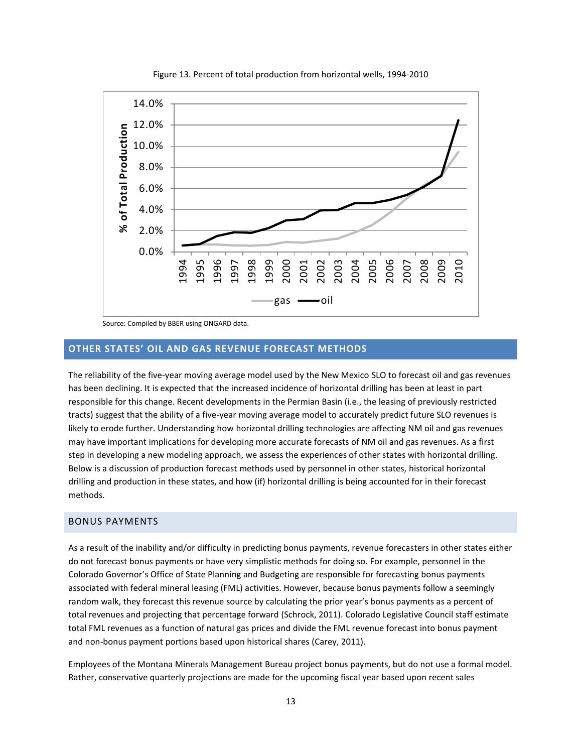Figure 13. Percent of total production from horizontal wells, 1994-2010

Source: Compiled by BBER using ONGARD data.

## OTHER STATES' OIL AND GAS REVENUE FORECAST METHODS

The reliability of the five-year moving average model used by the New Mexico SLO to forecast oil and gas revenues has been declining. It is expected that the increased incidence of horizontal drilling has been at least in part responsible for this change. Recent developments in the Permian Basin (i.e., the leasing of previously restricted tracts) suggest that the ability of a five-year moving average model to accurately predict future SLO revenues is likely to erode further. Understanding how horizontal drilling technologies are affecting NM oil and gas revenues may have important implications for developing more accurate forecasts of NM oil and gas revenues. As a first step in developing a new modeling approach, we assess the experiences of other states with horizontal drilling. Below is a discussion of production forecast methods used by personnel in other states, historical horizontal drilling and production in these states, and how (if) horizontal drilling is being accounted for in their forecast methods.

### BONUS PAYMENTS

As a result of the inability and/or difficulty in predicting bonus payments, revenue forecasters in other states either do not forecast bonus payments or have very simplistic methods for doing so. For example, personnel in the Colorado Governor's Office of State Planning and Budgeting are responsible for forecasting bonus payments associated with federal mineral leasing (FML) activities. However, because bonus payments follow a seemingly random walk, they forecast this revenue source by calculating the prior year's bonus payments as a percent of total revenues and projecting that percentage forward (Schrock, 2011). Colorado Legislative Council staff estimate total FML revenues as a function of natural gas prices and divide the FML revenue forecast into bonus payment and non-bonus payment portions based upon historical shares (Carey, 2011).

Employees of the Montana Minerals Management Bureau project bonus payments, but do not use a formal model. Rather, conservative quarterly projections are made for the upcoming fiscal year based upon recent sales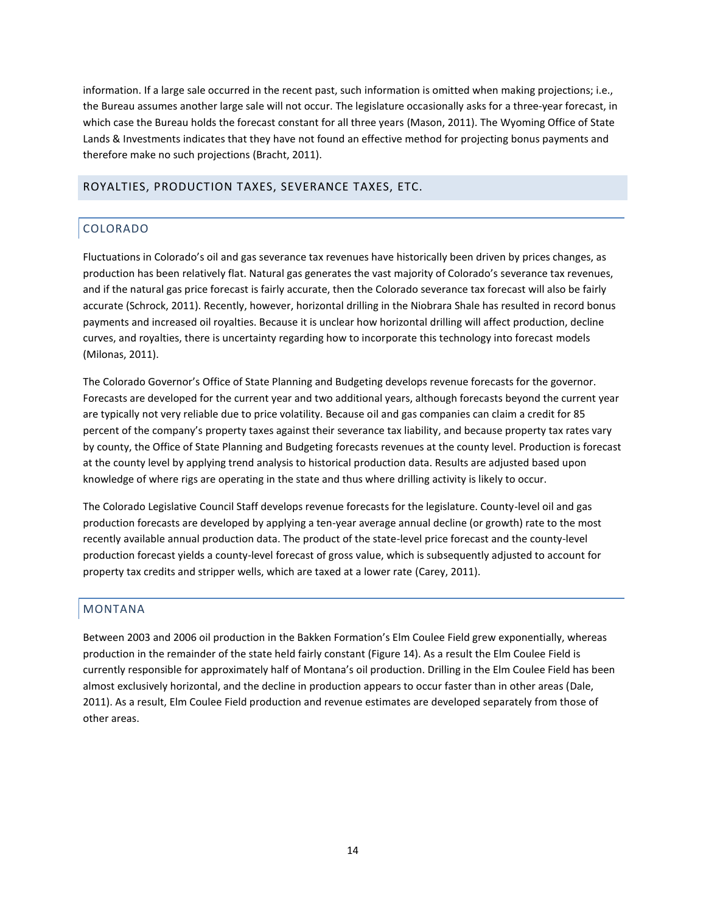information. If a large sale occurred in the recent past, such information is omitted when making projections; i.e., the Bureau assumes another large sale will not occur. The legislature occasionally asks for a three-year forecast, in which case the Bureau holds the forecast constant for all three years (Mason, 2011). The Wyoming Office of State Lands & Investments indicates that they have not found an effective method for projecting bonus payments and therefore make no such projections (Bracht, 2011).

## ROYALTIES, PRODUCTION TAXES, SEVERANCE TAXES, ETC.

### COLORADO

Fluctuations in Colorado's oil and gas severance tax revenues have historically been driven by prices changes, as production has been relatively flat. Natural gas generates the vast majority of Colorado's severance tax revenues, and if the natural gas price forecast is fairly accurate, then the Colorado severance tax forecast will also be fairly accurate (Schrock, 2011). Recently, however, horizontal drilling in the Niobrara Shale has resulted in record bonus payments and increased oil royalties. Because it is unclear how horizontal drilling will affect production, decline curves, and royalties, there is uncertainty regarding how to incorporate this technology into forecast models (Milonas, 2011).

The Colorado Governor's Office of State Planning and Budgeting develops revenue forecasts for the governor. Forecasts are developed for the current year and two additional years, although forecasts beyond the current year are typically not very reliable due to price volatility. Because oil and gas companies can claim a credit for 85 percent of the company's property taxes against their severance tax liability, and because property tax rates vary by county, the Office of State Planning and Budgeting forecasts revenues at the county level. Production is forecast at the county level by applying trend analysis to historical production data. Results are adjusted based upon knowledge of where rigs are operating in the state and thus where drilling activity is likely to occur.

The Colorado Legislative Council Staff develops revenue forecasts for the legislature. County-level oil and gas production forecasts are developed by applying a ten-year average annual decline (or growth) rate to the most recently available annual production data. The product of the state-level price forecast and the county-level production forecast yields a county-level forecast of gross value, which is subsequently adjusted to account for property tax credits and stripper wells, which are taxed at a lower rate (Carey, 2011).

### MONTANA

Between 2003 and 2006 oil production in the Bakken Formation's Elm Coulee Field grew exponentially, whereas production in the remainder of the state held fairly constant (Figure 14). As a result the Elm Coulee Field is currently responsible for approximately half of Montana's oil production. Drilling in the Elm Coulee Field has been almost exclusively horizontal, and the decline in production appears to occur faster than in other areas (Dale, 2011). As a result, Elm Coulee Field production and revenue estimates are developed separately from those of other areas.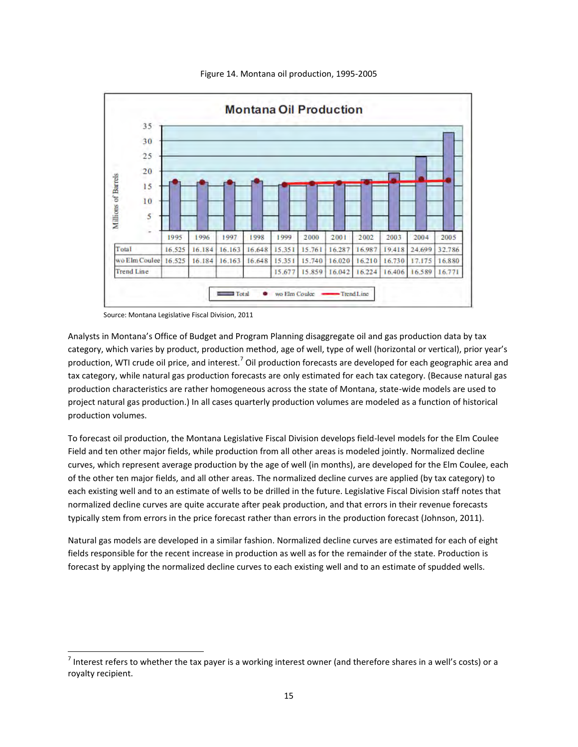Figure 14. Montana oil production, 1995-2005

| | 1995 | 1996 | 1997 | 1998 | 1999 | 2000 | 2001 | 2002 | 2003 | 2004 | 2005 |
|---|---|---|---|---|---|---|---|---|---|---|---|
| Total | 16.525 | 16.184 | 16.163 | 16.648 | 15.351 | 15.761 | 16.287 | 16.987 | 19.418 | 24.699 | 32.786 |
| wo Elm Coulee | 16.525 | 16.184 | 16.163 | 16.648 | 15.351 | 15.740 | 16.020 | 16.210 | 16.730 | 17.175 | 16.880 |
| Trend Line | | | | | 15.677 | 15.859 | 16.042 | 16.224 | 16.406 | 16.589 | 16.771 |

Source: Montana Legislative Fiscal Division, 2011

Analysts in Montana's Office of Budget and Program Planning disaggregate oil and gas production data by tax category, which varies by product, production method, age of well, type of well (horizontal or vertical), prior year's production, WTI crude oil price, and interest.[7] Oil production forecasts are developed for each geographic area and tax category, while natural gas production forecasts are only estimated for each tax category. (Because natural gas production characteristics are rather homogeneous across the state of Montana, state-wide models are used to project natural gas production.) In all cases quarterly production volumes are modeled as a function of historical production volumes.

To forecast oil production, the Montana Legislative Fiscal Division develops field-level models for the Elm Coulee Field and ten other major fields, while production from all other areas is modeled jointly. Normalized decline curves, which represent average production by the age of well (in months), are developed for the Elm Coulee, each of the other ten major fields, and all other areas. The normalized decline curves are applied (by tax category) to each existing well and to an estimate of wells to be drilled in the future. Legislative Fiscal Division staff notes that normalized decline curves are quite accurate after peak production, and that errors in their revenue forecasts typically stem from errors in the price forecast rather than errors in the production forecast (Johnson, 2011).

Natural gas models are developed in a similar fashion. Normalized decline curves are estimated for each of eight fields responsible for the recent increase in production as well as for the remainder of the state. Production is forecast by applying the normalized decline curves to each existing well and to an estimate of spudded wells.

[7] Interest refers to whether the tax payer is a working interest owner (and therefore shares in a well's costs) or a royalty recipient.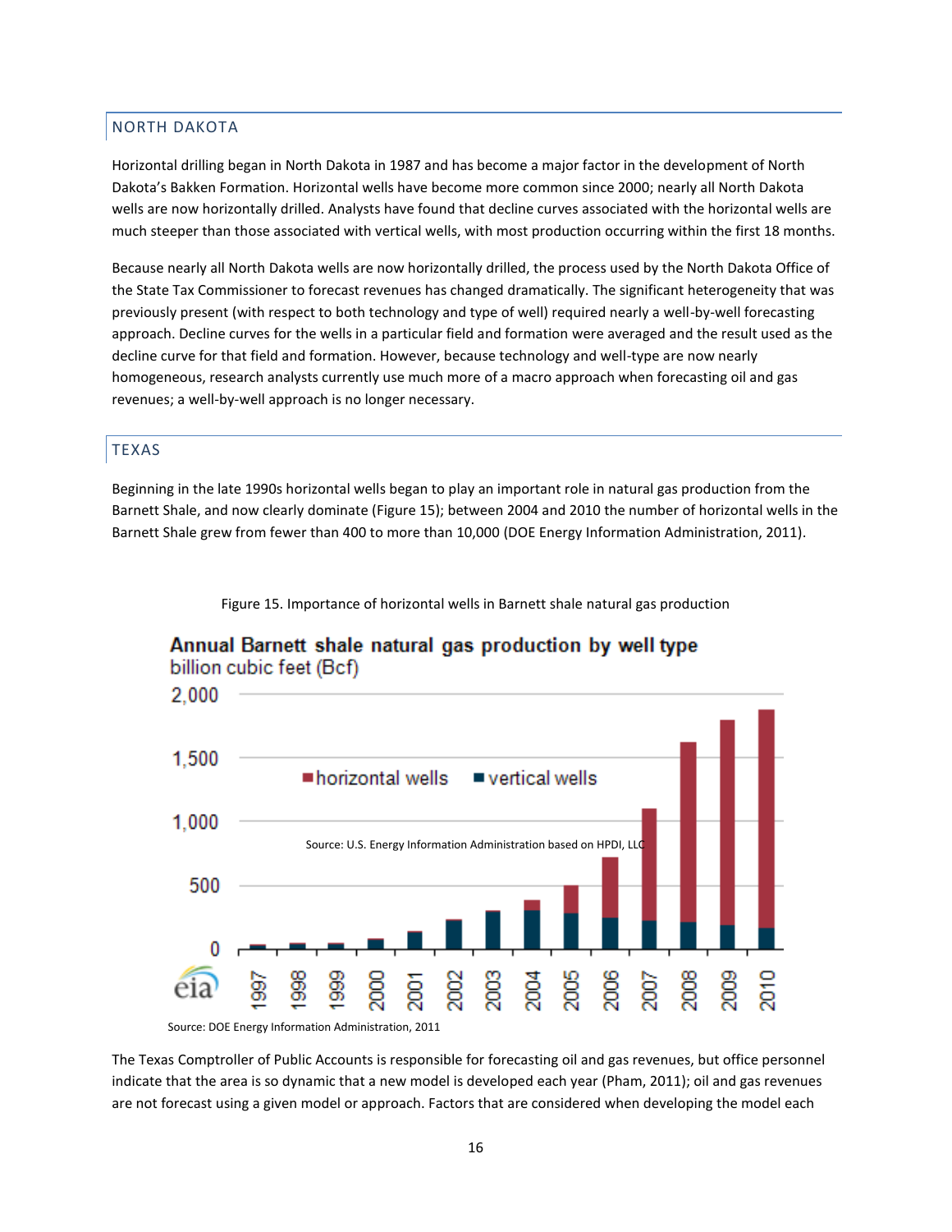## NORTH DAKOTA

Horizontal drilling began in North Dakota in 1987 and has become a major factor in the development of North Dakota's Bakken Formation. Horizontal wells have become more common since 2000; nearly all North Dakota wells are now horizontally drilled. Analysts have found that decline curves associated with the horizontal wells are much steeper than those associated with vertical wells, with most production occurring within the first 18 months.

Because nearly all North Dakota wells are now horizontally drilled, the process used by the North Dakota Office of the State Tax Commissioner to forecast revenues has changed dramatically. The significant heterogeneity that was previously present (with respect to both technology and type of well) required nearly a well-by-well forecasting approach. Decline curves for the wells in a particular field and formation were averaged and the result used as the decline curve for that field and formation. However, because technology and well-type are now nearly homogeneous, research analysts currently use much more of a macro approach when forecasting oil and gas revenues; a well-by-well approach is no longer necessary.

## TEXAS

Beginning in the late 1990s horizontal wells began to play an important role in natural gas production from the Barnett Shale, and now clearly dominate (Figure 15); between 2004 and 2010 the number of horizontal wells in the Barnett Shale grew from fewer than 400 to more than 10,000 (DOE Energy Information Administration, 2011).

Figure 15. Importance of horizontal wells in Barnett shale natural gas production

Source: DOE Energy Information Administration, 2011

The Texas Comptroller of Public Accounts is responsible for forecasting oil and gas revenues, but office personnel indicate that the area is so dynamic that a new model is developed each year (Pham, 2011); oil and gas revenues are not forecast using a given model or approach. Factors that are considered when developing the model each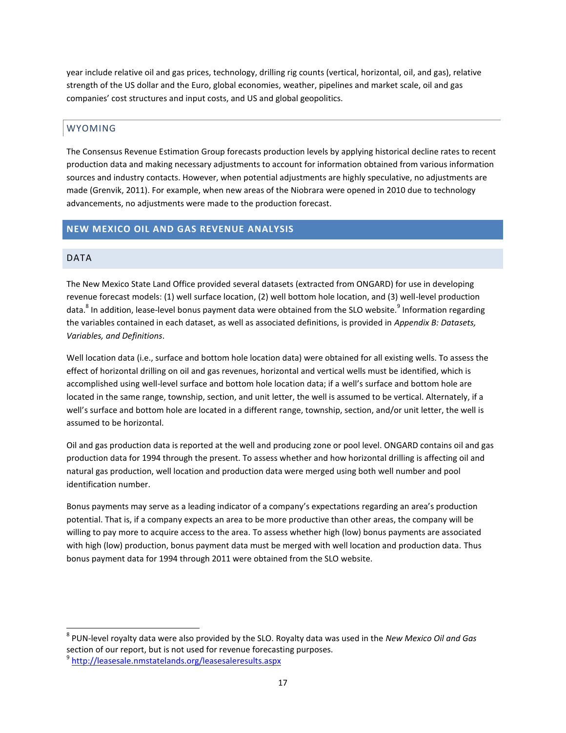year include relative oil and gas prices, technology, drilling rig counts (vertical, horizontal, oil, and gas), relative strength of the US dollar and the Euro, global economies, weather, pipelines and market scale, oil and gas companies' cost structures and input costs, and US and global geopolitics.

### WYOMING

The Consensus Revenue Estimation Group forecasts production levels by applying historical decline rates to recent production data and making necessary adjustments to account for information obtained from various information sources and industry contacts. However, when potential adjustments are highly speculative, no adjustments are made (Grenvik, 2011). For example, when new areas of the Niobrara were opened in 2010 due to technology advancements, no adjustments were made to the production forecast.

## NEW MEXICO OIL AND GAS REVENUE ANALYSIS

### DATA

The New Mexico State Land Office provided several datasets (extracted from ONGARD) for use in developing revenue forecast models: (1) well surface location, (2) well bottom hole location, and (3) well-level production data.[8] In addition, lease-level bonus payment data were obtained from the SLO website.[9] Information regarding the variables contained in each dataset, as well as associated definitions, is provided in *Appendix B: Datasets, Variables, and Definitions*.

Well location data (i.e., surface and bottom hole location data) were obtained for all existing wells. To assess the effect of horizontal drilling on oil and gas revenues, horizontal and vertical wells must be identified, which is accomplished using well-level surface and bottom hole location data; if a well's surface and bottom hole are located in the same range, township, section, and unit letter, the well is assumed to be vertical. Alternately, if a well's surface and bottom hole are located in a different range, township, section, and/or unit letter, the well is assumed to be horizontal.

Oil and gas production data is reported at the well and producing zone or pool level. ONGARD contains oil and gas production data for 1994 through the present. To assess whether and how horizontal drilling is affecting oil and natural gas production, well location and production data were merged using both well number and pool identification number.

Bonus payments may serve as a leading indicator of a company's expectations regarding an area's production potential. That is, if a company expects an area to be more productive than other areas, the company will be willing to pay more to acquire access to the area. To assess whether high (low) bonus payments are associated with high (low) production, bonus payment data must be merged with well location and production data. Thus bonus payment data for 1994 through 2011 were obtained from the SLO website.

---

[8] PUN-level royalty data were also provided by the SLO. Royalty data was used in the *New Mexico Oil and Gas* section of our report, but is not used for revenue forecasting purposes.

[9] http://leasesale.nmstatelands.org/leasesaleresults.aspx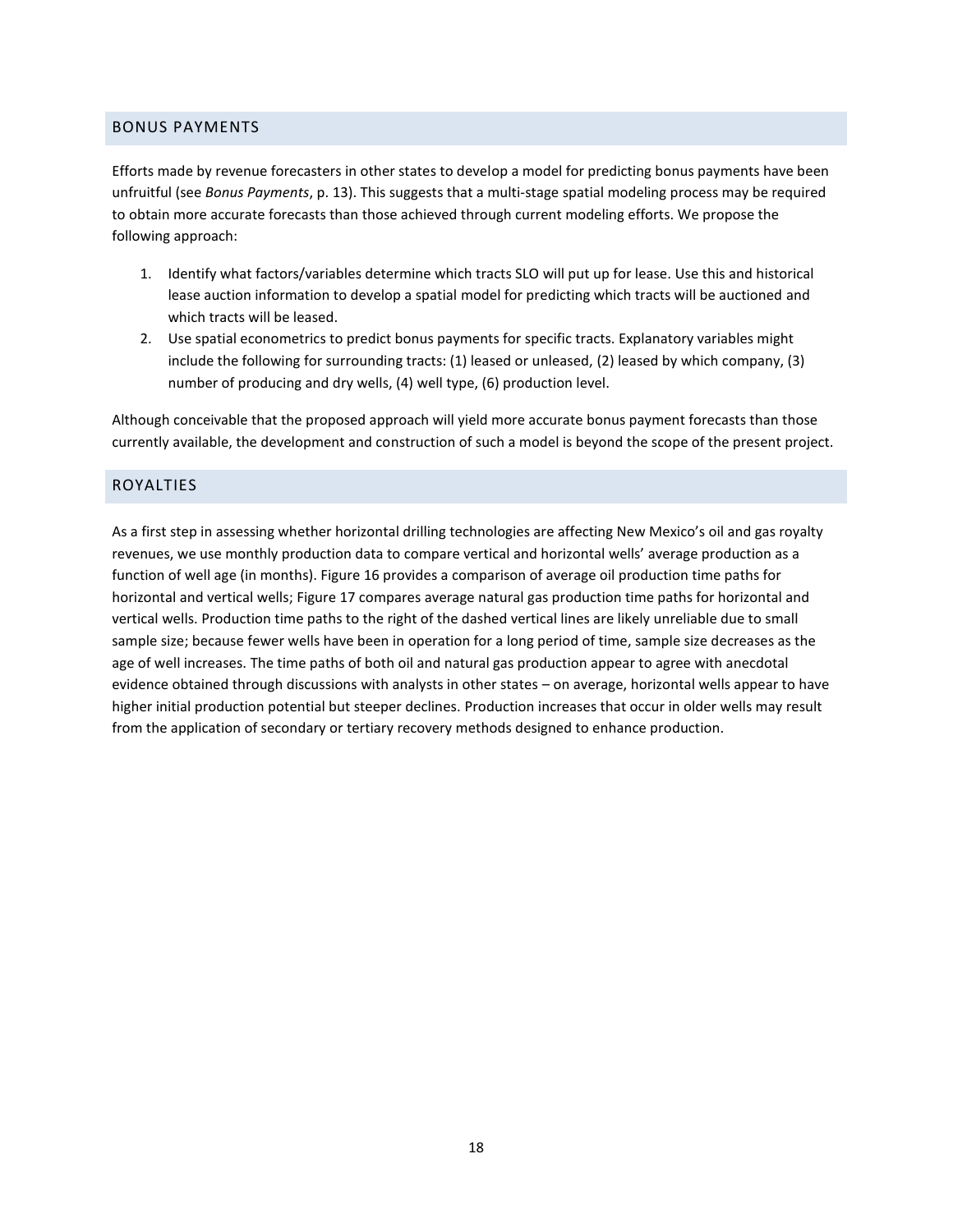## BONUS PAYMENTS

Efforts made by revenue forecasters in other states to develop a model for predicting bonus payments have been unfruitful (see *Bonus Payments*, p. 13). This suggests that a multi-stage spatial modeling process may be required to obtain more accurate forecasts than those achieved through current modeling efforts. We propose the following approach:

1. Identify what factors/variables determine which tracts SLO will put up for lease. Use this and historical lease auction information to develop a spatial model for predicting which tracts will be auctioned and which tracts will be leased.
2. Use spatial econometrics to predict bonus payments for specific tracts. Explanatory variables might include the following for surrounding tracts: (1) leased or unleased, (2) leased by which company, (3) number of producing and dry wells, (4) well type, (6) production level.

Although conceivable that the proposed approach will yield more accurate bonus payment forecasts than those currently available, the development and construction of such a model is beyond the scope of the present project.

## ROYALTIES

As a first step in assessing whether horizontal drilling technologies are affecting New Mexico's oil and gas royalty revenues, we use monthly production data to compare vertical and horizontal wells' average production as a function of well age (in months). Figure 16 provides a comparison of average oil production time paths for horizontal and vertical wells; Figure 17 compares average natural gas production time paths for horizontal and vertical wells. Production time paths to the right of the dashed vertical lines are likely unreliable due to small sample size; because fewer wells have been in operation for a long period of time, sample size decreases as the age of well increases. The time paths of both oil and natural gas production appear to agree with anecdotal evidence obtained through discussions with analysts in other states – on average, horizontal wells appear to have higher initial production potential but steeper declines. Production increases that occur in older wells may result from the application of secondary or tertiary recovery methods designed to enhance production.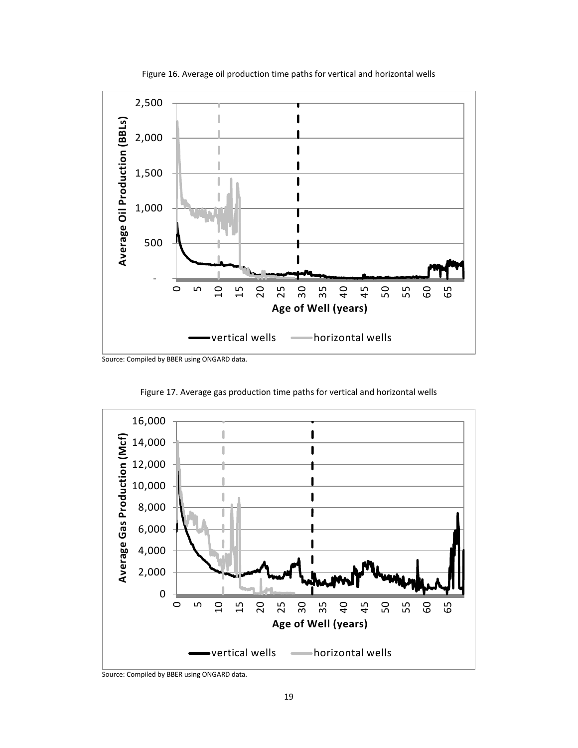Figure 16. Average oil production time paths for vertical and horizontal wells

Source: Compiled by BBER using ONGARD data.

Figure 17. Average gas production time paths for vertical and horizontal wells

Source: Compiled by BBER using ONGARD data.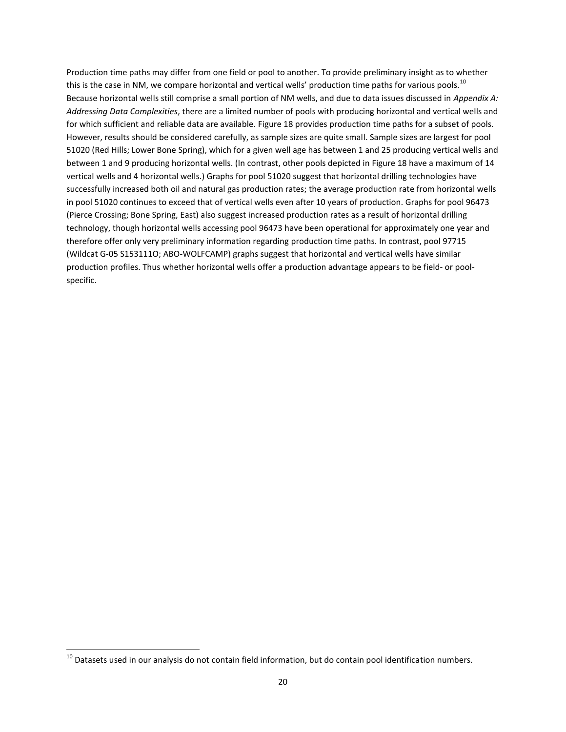Production time paths may differ from one field or pool to another. To provide preliminary insight as to whether this is the case in NM, we compare horizontal and vertical wells' production time paths for various pools.[10] Because horizontal wells still comprise a small portion of NM wells, and due to data issues discussed in *Appendix A: Addressing Data Complexities*, there are a limited number of pools with producing horizontal and vertical wells and for which sufficient and reliable data are available. Figure 18 provides production time paths for a subset of pools. However, results should be considered carefully, as sample sizes are quite small. Sample sizes are largest for pool 51020 (Red Hills; Lower Bone Spring), which for a given well age has between 1 and 25 producing vertical wells and between 1 and 9 producing horizontal wells. (In contrast, other pools depicted in Figure 18 have a maximum of 14 vertical wells and 4 horizontal wells.) Graphs for pool 51020 suggest that horizontal drilling technologies have successfully increased both oil and natural gas production rates; the average production rate from horizontal wells in pool 51020 continues to exceed that of vertical wells even after 10 years of production. Graphs for pool 96473 (Pierce Crossing; Bone Spring, East) also suggest increased production rates as a result of horizontal drilling technology, though horizontal wells accessing pool 96473 have been operational for approximately one year and therefore offer only very preliminary information regarding production time paths. In contrast, pool 97715 (Wildcat G-05 S153111O; ABO-WOLFCAMP) graphs suggest that horizontal and vertical wells have similar production profiles. Thus whether horizontal wells offer a production advantage appears to be field- or pool-specific.

[10] Datasets used in our analysis do not contain field information, but do contain pool identification numbers.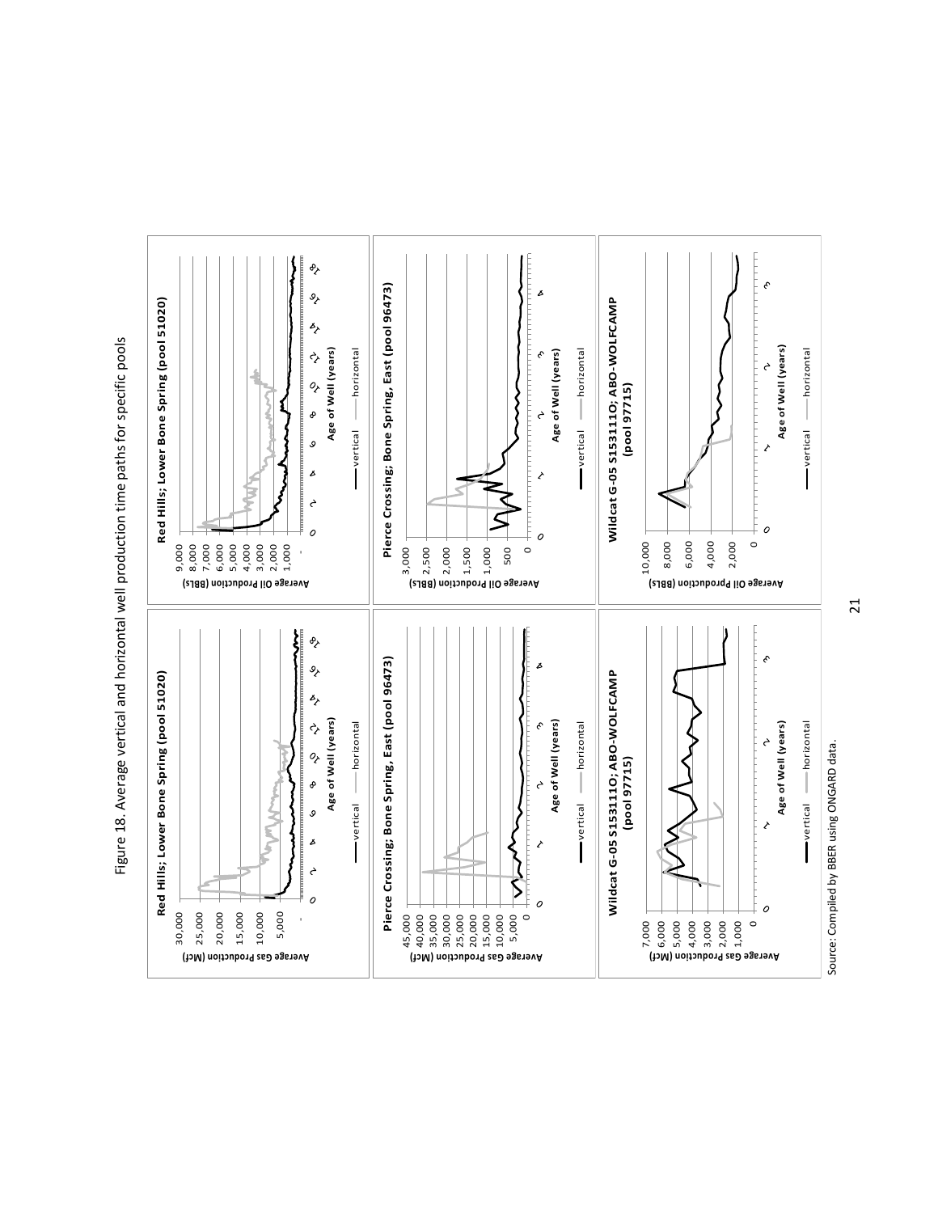Figure 18. Average vertical and horizontal well production time paths for specific pools

Source: Compiled by BBER using ONGARD data.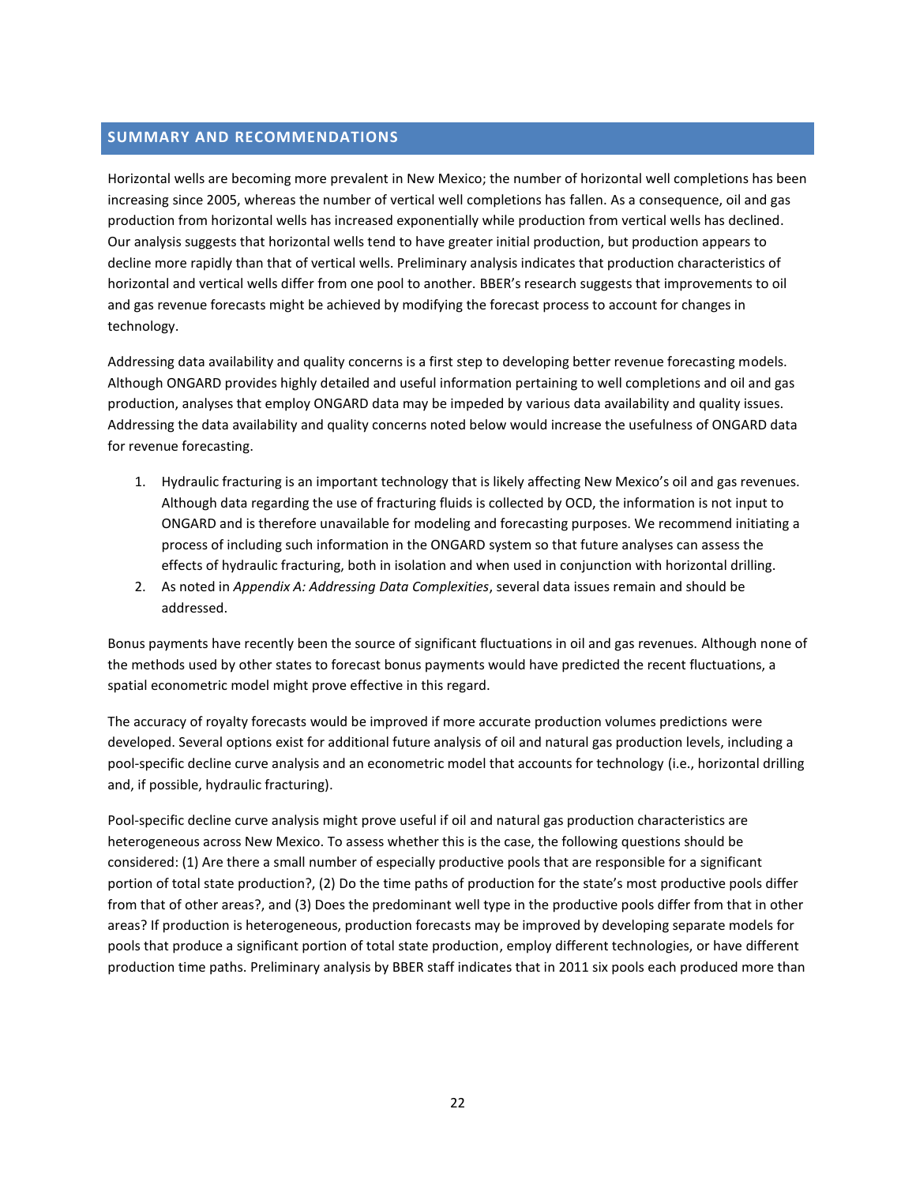## SUMMARY AND RECOMMENDATIONS

Horizontal wells are becoming more prevalent in New Mexico; the number of horizontal well completions has been increasing since 2005, whereas the number of vertical well completions has fallen. As a consequence, oil and gas production from horizontal wells has increased exponentially while production from vertical wells has declined. Our analysis suggests that horizontal wells tend to have greater initial production, but production appears to decline more rapidly than that of vertical wells. Preliminary analysis indicates that production characteristics of horizontal and vertical wells differ from one pool to another. BBER's research suggests that improvements to oil and gas revenue forecasts might be achieved by modifying the forecast process to account for changes in technology.

Addressing data availability and quality concerns is a first step to developing better revenue forecasting models. Although ONGARD provides highly detailed and useful information pertaining to well completions and oil and gas production, analyses that employ ONGARD data may be impeded by various data availability and quality issues. Addressing the data availability and quality concerns noted below would increase the usefulness of ONGARD data for revenue forecasting.

1. Hydraulic fracturing is an important technology that is likely affecting New Mexico's oil and gas revenues. Although data regarding the use of fracturing fluids is collected by OCD, the information is not input to ONGARD and is therefore unavailable for modeling and forecasting purposes. We recommend initiating a process of including such information in the ONGARD system so that future analyses can assess the effects of hydraulic fracturing, both in isolation and when used in conjunction with horizontal drilling.
2. As noted in *Appendix A: Addressing Data Complexities*, several data issues remain and should be addressed.

Bonus payments have recently been the source of significant fluctuations in oil and gas revenues. Although none of the methods used by other states to forecast bonus payments would have predicted the recent fluctuations, a spatial econometric model might prove effective in this regard.

The accuracy of royalty forecasts would be improved if more accurate production volumes predictions were developed. Several options exist for additional future analysis of oil and natural gas production levels, including a pool-specific decline curve analysis and an econometric model that accounts for technology (i.e., horizontal drilling and, if possible, hydraulic fracturing).

Pool-specific decline curve analysis might prove useful if oil and natural gas production characteristics are heterogeneous across New Mexico. To assess whether this is the case, the following questions should be considered: (1) Are there a small number of especially productive pools that are responsible for a significant portion of total state production?, (2) Do the time paths of production for the state's most productive pools differ from that of other areas?, and (3) Does the predominant well type in the productive pools differ from that in other areas? If production is heterogeneous, production forecasts may be improved by developing separate models for pools that produce a significant portion of total state production, employ different technologies, or have different production time paths. Preliminary analysis by BBER staff indicates that in 2011 six pools each produced more than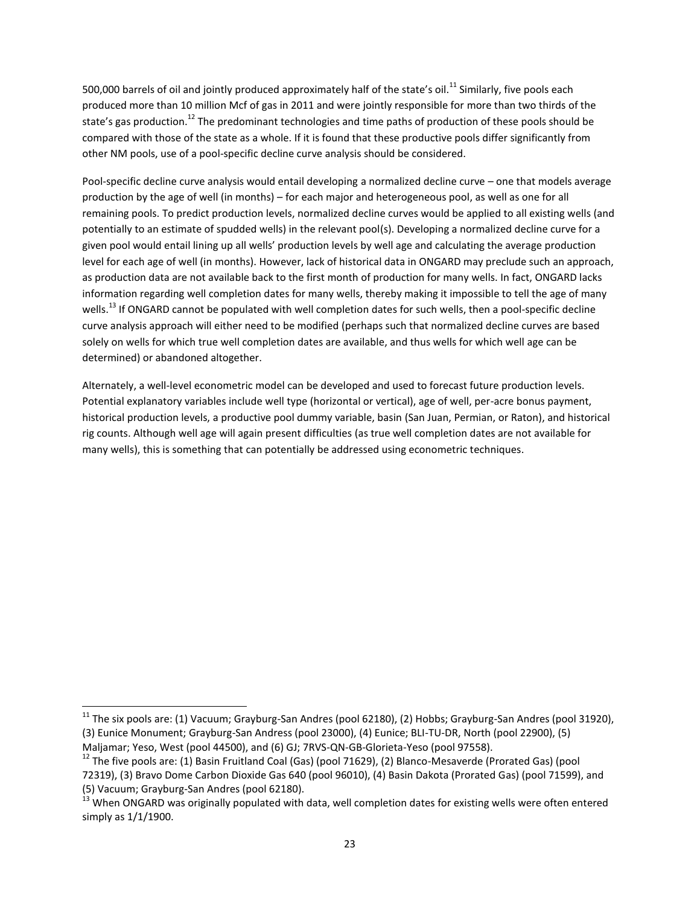500,000 barrels of oil and jointly produced approximately half of the state's oil.[11] Similarly, five pools each produced more than 10 million Mcf of gas in 2011 and were jointly responsible for more than two thirds of the state's gas production.[12] The predominant technologies and time paths of production of these pools should be compared with those of the state as a whole. If it is found that these productive pools differ significantly from other NM pools, use of a pool-specific decline curve analysis should be considered.

Pool-specific decline curve analysis would entail developing a normalized decline curve – one that models average production by the age of well (in months) – for each major and heterogeneous pool, as well as one for all remaining pools. To predict production levels, normalized decline curves would be applied to all existing wells (and potentially to an estimate of spudded wells) in the relevant pool(s). Developing a normalized decline curve for a given pool would entail lining up all wells' production levels by well age and calculating the average production level for each age of well (in months). However, lack of historical data in ONGARD may preclude such an approach, as production data are not available back to the first month of production for many wells. In fact, ONGARD lacks information regarding well completion dates for many wells, thereby making it impossible to tell the age of many wells.[13] If ONGARD cannot be populated with well completion dates for such wells, then a pool-specific decline curve analysis approach will either need to be modified (perhaps such that normalized decline curves are based solely on wells for which true well completion dates are available, and thus wells for which well age can be determined) or abandoned altogether.

Alternately, a well-level econometric model can be developed and used to forecast future production levels. Potential explanatory variables include well type (horizontal or vertical), age of well, per-acre bonus payment, historical production levels, a productive pool dummy variable, basin (San Juan, Permian, or Raton), and historical rig counts. Although well age will again present difficulties (as true well completion dates are not available for many wells), this is something that can potentially be addressed using econometric techniques.

---

[11] The six pools are: (1) Vacuum; Grayburg-San Andres (pool 62180), (2) Hobbs; Grayburg-San Andres (pool 31920), (3) Eunice Monument; Grayburg-San Andress (pool 23000), (4) Eunice; BLI-TU-DR, North (pool 22900), (5) Maljamar; Yeso, West (pool 44500), and (6) GJ; 7RVS-QN-GB-Glorieta-Yeso (pool 97558).

[12] The five pools are: (1) Basin Fruitland Coal (Gas) (pool 71629), (2) Blanco-Mesaverde (Prorated Gas) (pool 72319), (3) Bravo Dome Carbon Dioxide Gas 640 (pool 96010), (4) Basin Dakota (Prorated Gas) (pool 71599), and (5) Vacuum; Grayburg-San Andres (pool 62180).

[13] When ONGARD was originally populated with data, well completion dates for existing wells were often entered simply as 1/1/1900.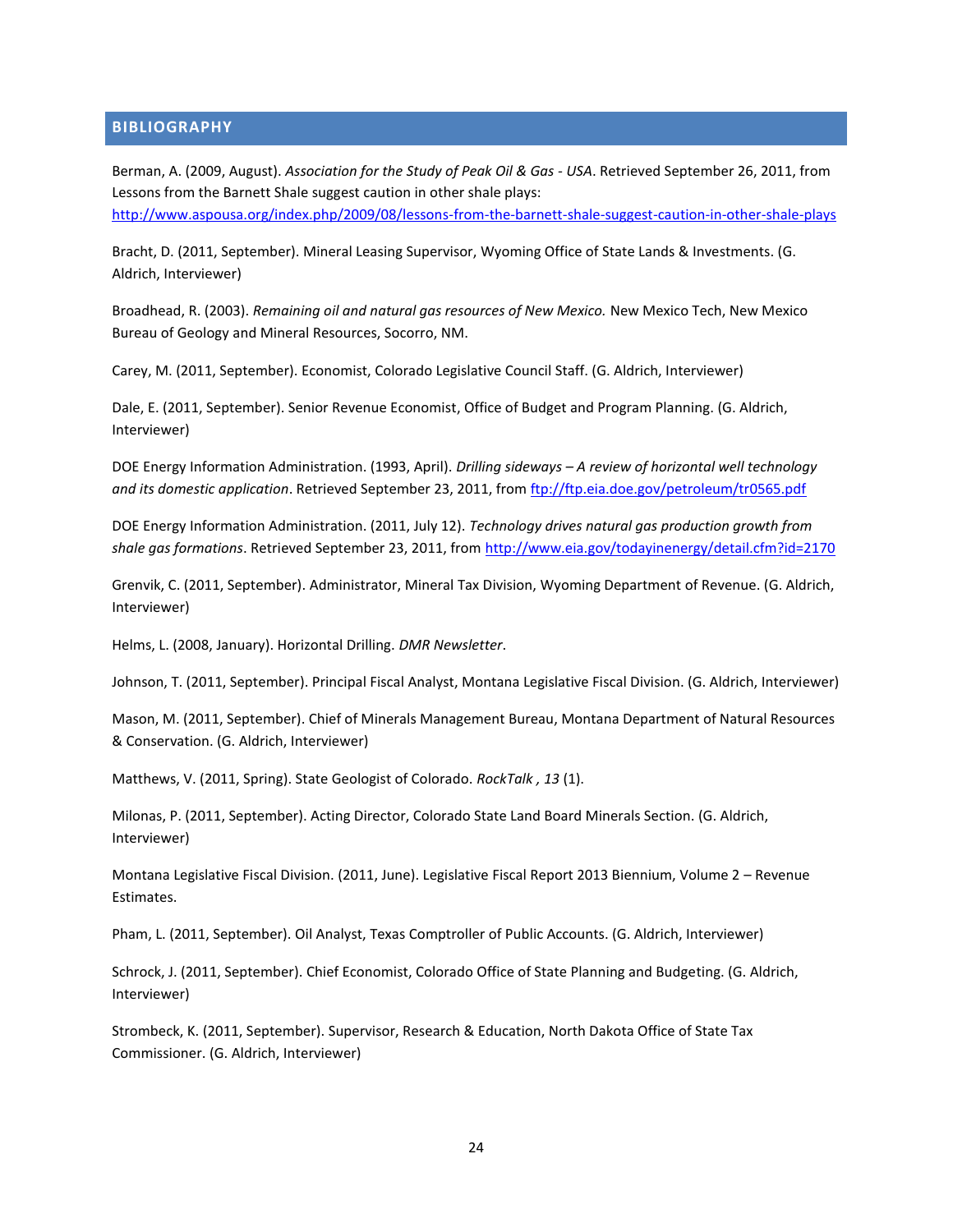## BIBLIOGRAPHY

Berman, A. (2009, August). *Association for the Study of Peak Oil & Gas - USA*. Retrieved September 26, 2011, from Lessons from the Barnett Shale suggest caution in other shale plays: http://www.aspousa.org/index.php/2009/08/lessons-from-the-barnett-shale-suggest-caution-in-other-shale-plays

Bracht, D. (2011, September). Mineral Leasing Supervisor, Wyoming Office of State Lands & Investments. (G. Aldrich, Interviewer)

Broadhead, R. (2003). *Remaining oil and natural gas resources of New Mexico.* New Mexico Tech, New Mexico Bureau of Geology and Mineral Resources, Socorro, NM.

Carey, M. (2011, September). Economist, Colorado Legislative Council Staff. (G. Aldrich, Interviewer)

Dale, E. (2011, September). Senior Revenue Economist, Office of Budget and Program Planning. (G. Aldrich, Interviewer)

DOE Energy Information Administration. (1993, April). *Drilling sideways – A review of horizontal well technology and its domestic application*. Retrieved September 23, 2011, from ftp://ftp.eia.doe.gov/petroleum/tr0565.pdf

DOE Energy Information Administration. (2011, July 12). *Technology drives natural gas production growth from shale gas formations*. Retrieved September 23, 2011, from http://www.eia.gov/todayinenergy/detail.cfm?id=2170

Grenvik, C. (2011, September). Administrator, Mineral Tax Division, Wyoming Department of Revenue. (G. Aldrich, Interviewer)

Helms, L. (2008, January). Horizontal Drilling. *DMR Newsletter*.

Johnson, T. (2011, September). Principal Fiscal Analyst, Montana Legislative Fiscal Division. (G. Aldrich, Interviewer)

Mason, M. (2011, September). Chief of Minerals Management Bureau, Montana Department of Natural Resources & Conservation. (G. Aldrich, Interviewer)

Matthews, V. (2011, Spring). State Geologist of Colorado. *RockTalk , 13* (1).

Milonas, P. (2011, September). Acting Director, Colorado State Land Board Minerals Section. (G. Aldrich, Interviewer)

Montana Legislative Fiscal Division. (2011, June). Legislative Fiscal Report 2013 Biennium, Volume 2 – Revenue Estimates.

Pham, L. (2011, September). Oil Analyst, Texas Comptroller of Public Accounts. (G. Aldrich, Interviewer)

Schrock, J. (2011, September). Chief Economist, Colorado Office of State Planning and Budgeting. (G. Aldrich, Interviewer)

Strombeck, K. (2011, September). Supervisor, Research & Education, North Dakota Office of State Tax Commissioner. (G. Aldrich, Interviewer)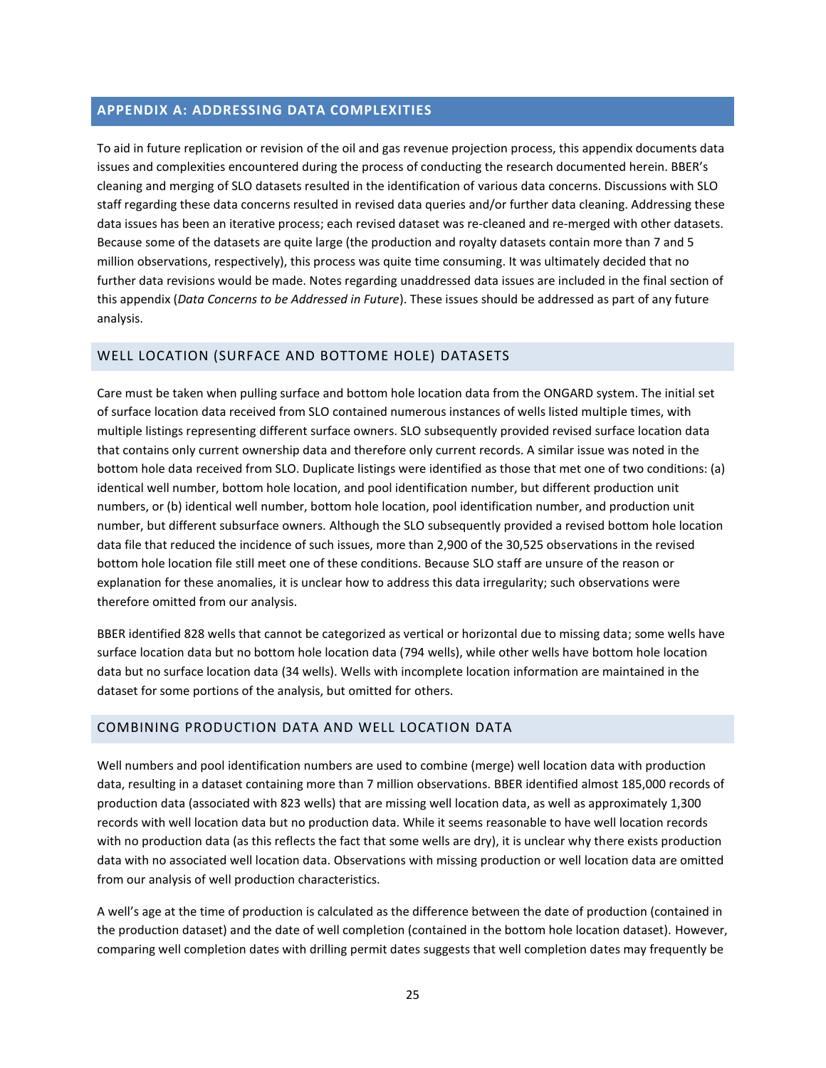## APPENDIX A: ADDRESSING DATA COMPLEXITIES

To aid in future replication or revision of the oil and gas revenue projection process, this appendix documents data issues and complexities encountered during the process of conducting the research documented herein. BBER's cleaning and merging of SLO datasets resulted in the identification of various data concerns. Discussions with SLO staff regarding these data concerns resulted in revised data queries and/or further data cleaning. Addressing these data issues has been an iterative process; each revised dataset was re-cleaned and re-merged with other datasets. Because some of the datasets are quite large (the production and royalty datasets contain more than 7 and 5 million observations, respectively), this process was quite time consuming. It was ultimately decided that no further data revisions would be made. Notes regarding unaddressed data issues are included in the final section of this appendix (*Data Concerns to be Addressed in Future*). These issues should be addressed as part of any future analysis.

### WELL LOCATION (SURFACE AND BOTTOME HOLE) DATASETS

Care must be taken when pulling surface and bottom hole location data from the ONGARD system. The initial set of surface location data received from SLO contained numerous instances of wells listed multiple times, with multiple listings representing different surface owners. SLO subsequently provided revised surface location data that contains only current ownership data and therefore only current records. A similar issue was noted in the bottom hole data received from SLO. Duplicate listings were identified as those that met one of two conditions: (a) identical well number, bottom hole location, and pool identification number, but different production unit numbers, or (b) identical well number, bottom hole location, pool identification number, and production unit number, but different subsurface owners. Although the SLO subsequently provided a revised bottom hole location data file that reduced the incidence of such issues, more than 2,900 of the 30,525 observations in the revised bottom hole location file still meet one of these conditions. Because SLO staff are unsure of the reason or explanation for these anomalies, it is unclear how to address this data irregularity; such observations were therefore omitted from our analysis.

BBER identified 828 wells that cannot be categorized as vertical or horizontal due to missing data; some wells have surface location data but no bottom hole location data (794 wells), while other wells have bottom hole location data but no surface location data (34 wells). Wells with incomplete location information are maintained in the dataset for some portions of the analysis, but omitted for others.

### COMBINING PRODUCTION DATA AND WELL LOCATION DATA

Well numbers and pool identification numbers are used to combine (merge) well location data with production data, resulting in a dataset containing more than 7 million observations. BBER identified almost 185,000 records of production data (associated with 823 wells) that are missing well location data, as well as approximately 1,300 records with well location data but no production data. While it seems reasonable to have well location records with no production data (as this reflects the fact that some wells are dry), it is unclear why there exists production data with no associated well location data. Observations with missing production or well location data are omitted from our analysis of well production characteristics.

A well's age at the time of production is calculated as the difference between the date of production (contained in the production dataset) and the date of well completion (contained in the bottom hole location dataset). However, comparing well completion dates with drilling permit dates suggests that well completion dates may frequently be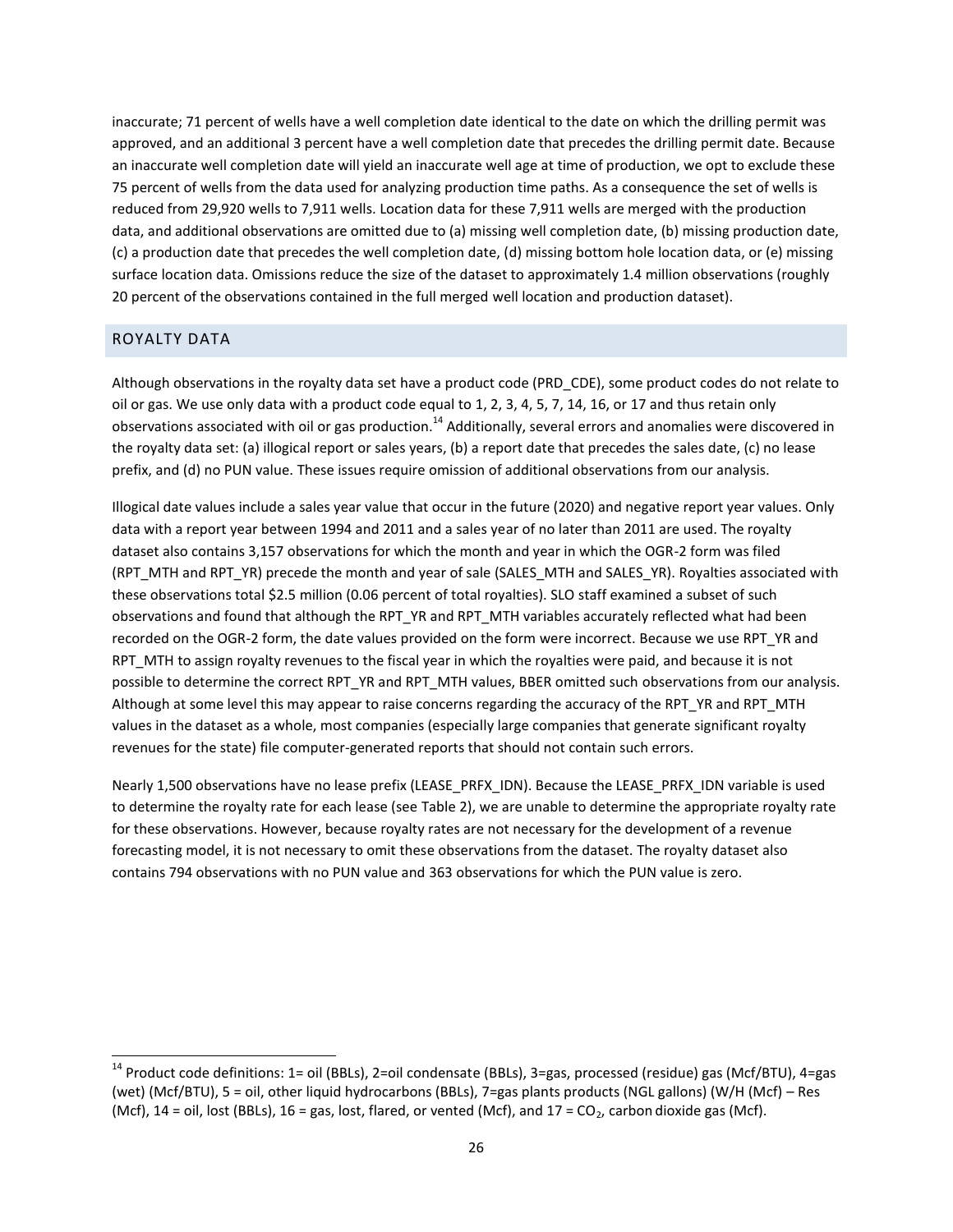inaccurate; 71 percent of wells have a well completion date identical to the date on which the drilling permit was approved, and an additional 3 percent have a well completion date that precedes the drilling permit date. Because an inaccurate well completion date will yield an inaccurate well age at time of production, we opt to exclude these 75 percent of wells from the data used for analyzing production time paths. As a consequence the set of wells is reduced from 29,920 wells to 7,911 wells. Location data for these 7,911 wells are merged with the production data, and additional observations are omitted due to (a) missing well completion date, (b) missing production date, (c) a production date that precedes the well completion date, (d) missing bottom hole location data, or (e) missing surface location data. Omissions reduce the size of the dataset to approximately 1.4 million observations (roughly 20 percent of the observations contained in the full merged well location and production dataset).

## ROYALTY DATA

Although observations in the royalty data set have a product code (PRD_CDE), some product codes do not relate to oil or gas. We use only data with a product code equal to 1, 2, 3, 4, 5, 7, 14, 16, or 17 and thus retain only observations associated with oil or gas production.[14] Additionally, several errors and anomalies were discovered in the royalty data set: (a) illogical report or sales years, (b) a report date that precedes the sales date, (c) no lease prefix, and (d) no PUN value. These issues require omission of additional observations from our analysis.

Illogical date values include a sales year value that occur in the future (2020) and negative report year values. Only data with a report year between 1994 and 2011 and a sales year of no later than 2011 are used. The royalty dataset also contains 3,157 observations for which the month and year in which the OGR-2 form was filed (RPT_MTH and RPT_YR) precede the month and year of sale (SALES_MTH and SALES_YR). Royalties associated with these observations total $2.5 million (0.06 percent of total royalties). SLO staff examined a subset of such observations and found that although the RPT_YR and RPT_MTH variables accurately reflected what had been recorded on the OGR-2 form, the date values provided on the form were incorrect. Because we use RPT_YR and RPT_MTH to assign royalty revenues to the fiscal year in which the royalties were paid, and because it is not possible to determine the correct RPT_YR and RPT_MTH values, BBER omitted such observations from our analysis. Although at some level this may appear to raise concerns regarding the accuracy of the RPT_YR and RPT_MTH values in the dataset as a whole, most companies (especially large companies that generate significant royalty revenues for the state) file computer-generated reports that should not contain such errors.

Nearly 1,500 observations have no lease prefix (LEASE_PRFX_IDN). Because the LEASE_PRFX_IDN variable is used to determine the royalty rate for each lease (see Table 2), we are unable to determine the appropriate royalty rate for these observations. However, because royalty rates are not necessary for the development of a revenue forecasting model, it is not necessary to omit these observations from the dataset. The royalty dataset also contains 794 observations with no PUN value and 363 observations for which the PUN value is zero.

---

[14] Product code definitions: 1= oil (BBLs), 2=oil condensate (BBLs), 3=gas, processed (residue) gas (Mcf/BTU), 4=gas (wet) (Mcf/BTU), 5 = oil, other liquid hydrocarbons (BBLs), 7=gas plants products (NGL gallons) (W/H (Mcf) – Res (Mcf), 14 = oil, lost (BBLs), 16 = gas, lost, flared, or vented (Mcf), and 17 = $CO_2$, carbon dioxide gas (Mcf).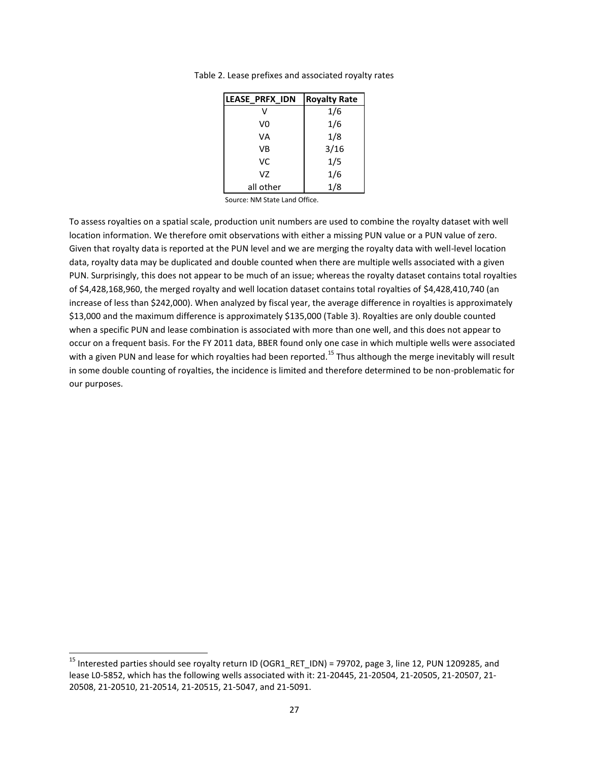Table 2. Lease prefixes and associated royalty rates

| LEASE_PRFX_IDN | Royalty Rate |
|---|---|
| V | 1/6 |
| V0 | 1/6 |
| VA | 1/8 |
| VB | 3/16 |
| VC | 1/5 |
| VZ | 1/6 |
| all other | 1/8 |

Source: NM State Land Office.

To assess royalties on a spatial scale, production unit numbers are used to combine the royalty dataset with well location information. We therefore omit observations with either a missing PUN value or a PUN value of zero. Given that royalty data is reported at the PUN level and we are merging the royalty data with well-level location data, royalty data may be duplicated and double counted when there are multiple wells associated with a given PUN. Surprisingly, this does not appear to be much of an issue; whereas the royalty dataset contains total royalties of $4,428,168,960, the merged royalty and well location dataset contains total royalties of $4,428,410,740 (an increase of less than $242,000). When analyzed by fiscal year, the average difference in royalties is approximately $13,000 and the maximum difference is approximately $135,000 (Table 3). Royalties are only double counted when a specific PUN and lease combination is associated with more than one well, and this does not appear to occur on a frequent basis. For the FY 2011 data, BBER found only one case in which multiple wells were associated with a given PUN and lease for which royalties had been reported.[15] Thus although the merge inevitably will result in some double counting of royalties, the incidence is limited and therefore determined to be non-problematic for our purposes.

[15] Interested parties should see royalty return ID (OGR1_RET_IDN) = 79702, page 3, line 12, PUN 1209285, and lease L0-5852, which has the following wells associated with it: 21-20445, 21-20504, 21-20505, 21-20507, 21-20508, 21-20510, 21-20514, 21-20515, 21-5047, and 21-5091.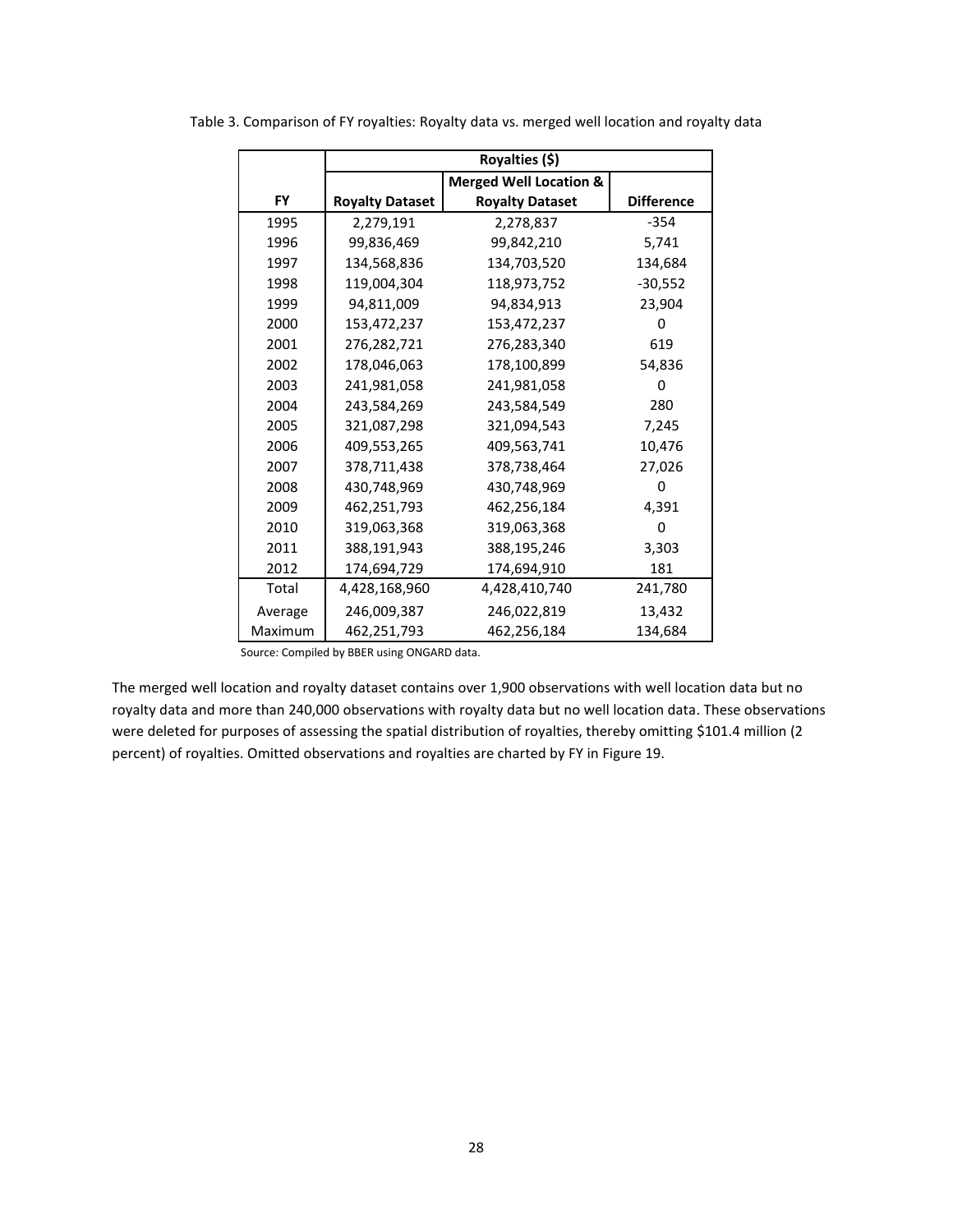Table 3. Comparison of FY royalties: Royalty data vs. merged well location and royalty data

| | Royalties ($) | | |
|---|---|---|---|
| FY | Royalty Dataset | Merged Well Location & Royalty Dataset | Difference |
| 1995 | 2,279,191 | 2,278,837 | -354 |
| 1996 | 99,836,469 | 99,842,210 | 5,741 |
| 1997 | 134,568,836 | 134,703,520 | 134,684 |
| 1998 | 119,004,304 | 118,973,752 | -30,552 |
| 1999 | 94,811,009 | 94,834,913 | 23,904 |
| 2000 | 153,472,237 | 153,472,237 | 0 |
| 2001 | 276,282,721 | 276,283,340 | 619 |
| 2002 | 178,046,063 | 178,100,899 | 54,836 |
| 2003 | 241,981,058 | 241,981,058 | 0 |
| 2004 | 243,584,269 | 243,584,549 | 280 |
| 2005 | 321,087,298 | 321,094,543 | 7,245 |
| 2006 | 409,553,265 | 409,563,741 | 10,476 |
| 2007 | 378,711,438 | 378,738,464 | 27,026 |
| 2008 | 430,748,969 | 430,748,969 | 0 |
| 2009 | 462,251,793 | 462,256,184 | 4,391 |
| 2010 | 319,063,368 | 319,063,368 | 0 |
| 2011 | 388,191,943 | 388,195,246 | 3,303 |
| 2012 | 174,694,729 | 174,694,910 | 181 |
| Total | 4,428,168,960 | 4,428,410,740 | 241,780 |
| Average | 246,009,387 | 246,022,819 | 13,432 |
| Maximum | 462,251,793 | 462,256,184 | 134,684 |

Source: Compiled by BBER using ONGARD data.

The merged well location and royalty dataset contains over 1,900 observations with well location data but no royalty data and more than 240,000 observations with royalty data but no well location data. These observations were deleted for purposes of assessing the spatial distribution of royalties, thereby omitting $101.4 million (2 percent) of royalties. Omitted observations and royalties are charted by FY in Figure 19.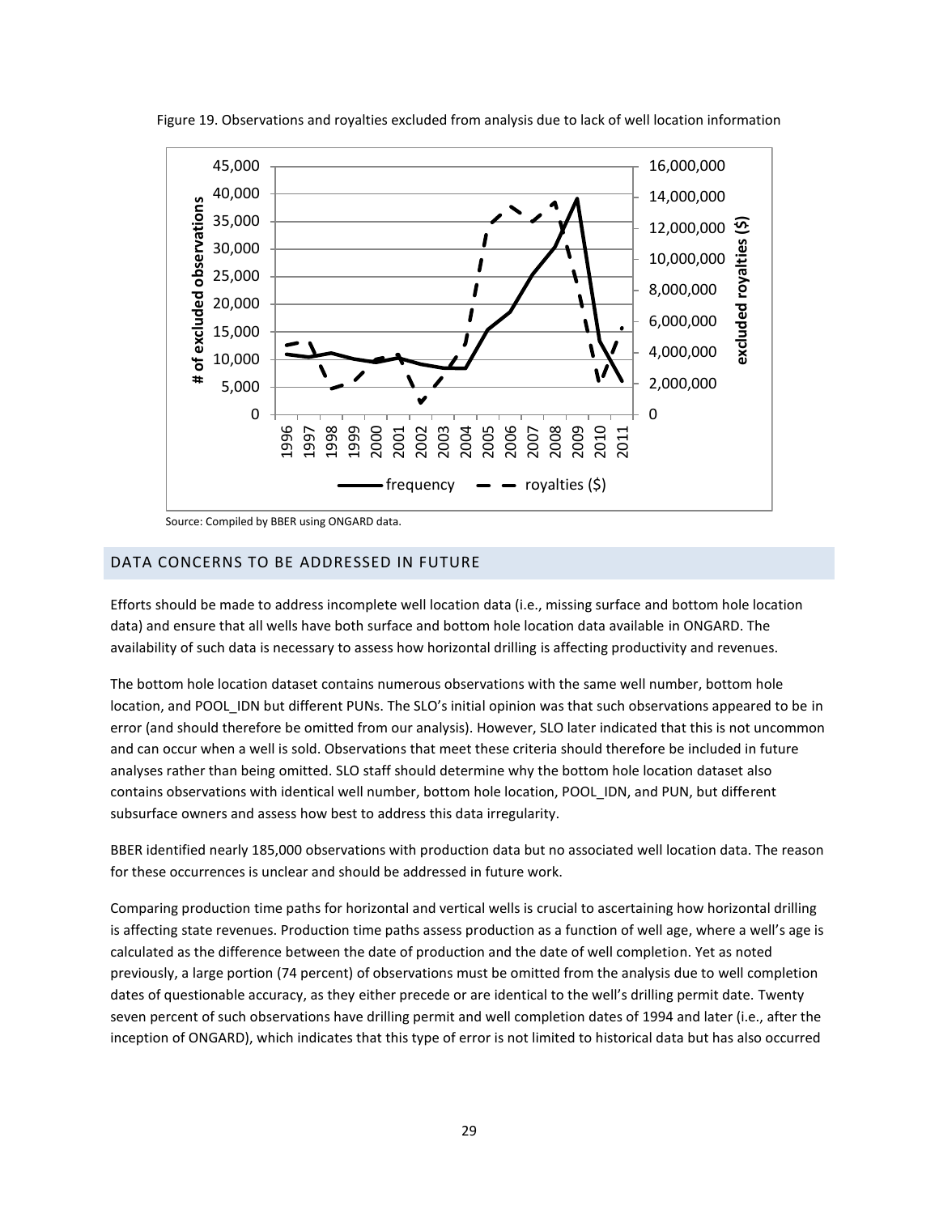Figure 19. Observations and royalties excluded from analysis due to lack of well location information

Source: Compiled by BBER using ONGARD data.

## DATA CONCERNS TO BE ADDRESSED IN FUTURE

Efforts should be made to address incomplete well location data (i.e., missing surface and bottom hole location data) and ensure that all wells have both surface and bottom hole location data available in ONGARD. The availability of such data is necessary to assess how horizontal drilling is affecting productivity and revenues.

The bottom hole location dataset contains numerous observations with the same well number, bottom hole location, and POOL_IDN but different PUNs. The SLO's initial opinion was that such observations appeared to be in error (and should therefore be omitted from our analysis). However, SLO later indicated that this is not uncommon and can occur when a well is sold. Observations that meet these criteria should therefore be included in future analyses rather than being omitted. SLO staff should determine why the bottom hole location dataset also contains observations with identical well number, bottom hole location, POOL_IDN, and PUN, but different subsurface owners and assess how best to address this data irregularity.

BBER identified nearly 185,000 observations with production data but no associated well location data. The reason for these occurrences is unclear and should be addressed in future work.

Comparing production time paths for horizontal and vertical wells is crucial to ascertaining how horizontal drilling is affecting state revenues. Production time paths assess production as a function of well age, where a well's age is calculated as the difference between the date of production and the date of well completion. Yet as noted previously, a large portion (74 percent) of observations must be omitted from the analysis due to well completion dates of questionable accuracy, as they either precede or are identical to the well's drilling permit date. Twenty seven percent of such observations have drilling permit and well completion dates of 1994 and later (i.e., after the inception of ONGARD), which indicates that this type of error is not limited to historical data but has also occurred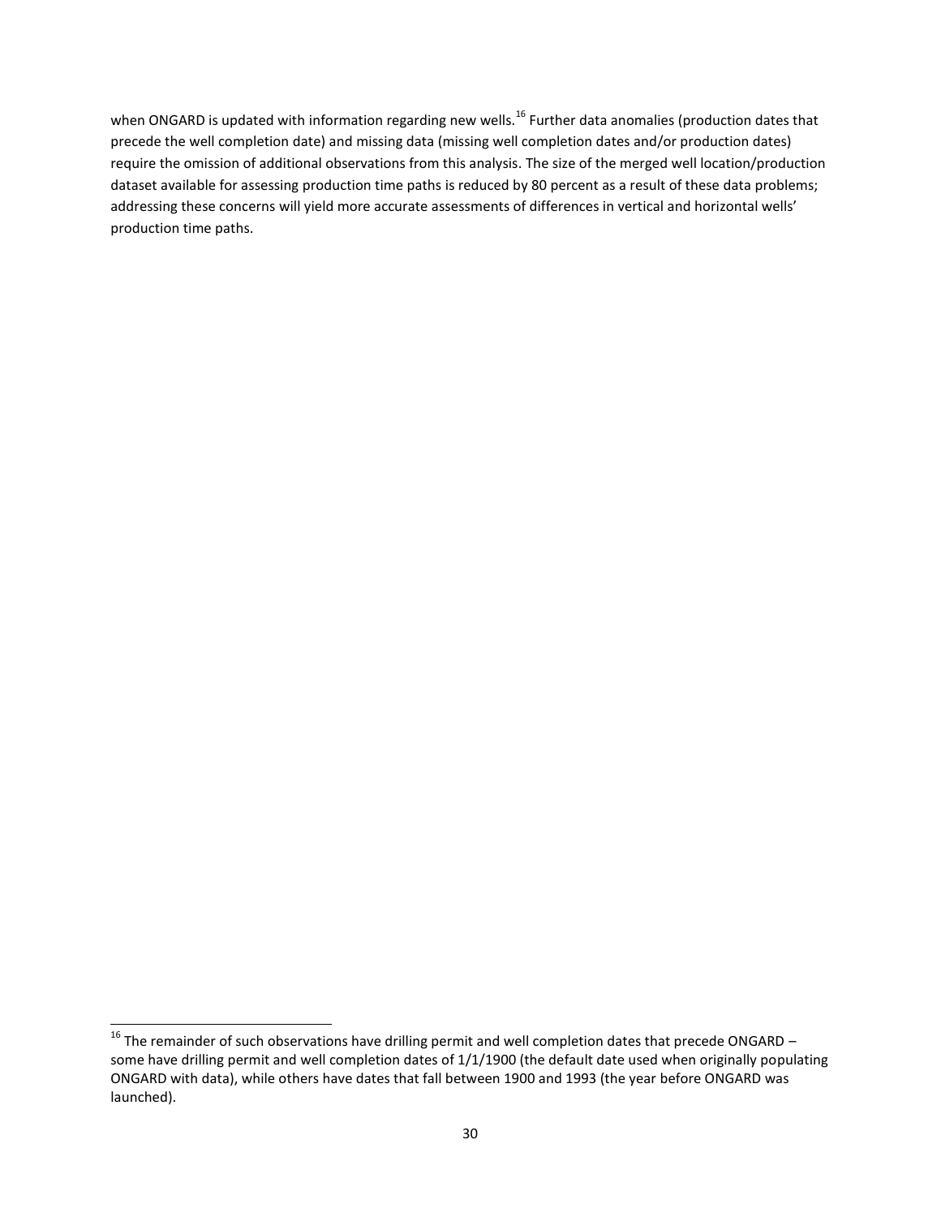when ONGARD is updated with information regarding new wells.[16] Further data anomalies (production dates that precede the well completion date) and missing data (missing well completion dates and/or production dates) require the omission of additional observations from this analysis. The size of the merged well location/production dataset available for assessing production time paths is reduced by 80 percent as a result of these data problems; addressing these concerns will yield more accurate assessments of differences in vertical and horizontal wells' production time paths.

[16] The remainder of such observations have drilling permit and well completion dates that precede ONGARD – some have drilling permit and well completion dates of 1/1/1900 (the default date used when originally populating ONGARD with data), while others have dates that fall between 1900 and 1993 (the year before ONGARD was launched).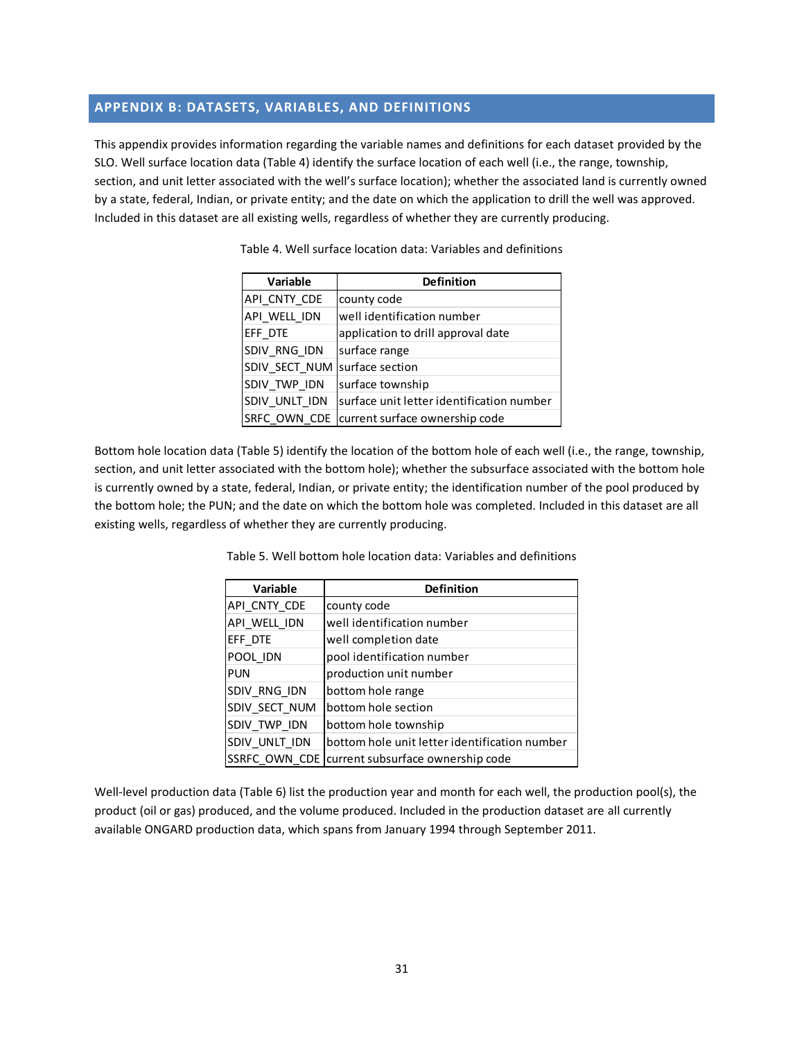## APPENDIX B: DATASETS, VARIABLES, AND DEFINITIONS

This appendix provides information regarding the variable names and definitions for each dataset provided by the SLO. Well surface location data (Table 4) identify the surface location of each well (i.e., the range, township, section, and unit letter associated with the well's surface location); whether the associated land is currently owned by a state, federal, Indian, or private entity; and the date on which the application to drill the well was approved. Included in this dataset are all existing wells, regardless of whether they are currently producing.

Table 4. Well surface location data: Variables and definitions

| Variable | Definition |
|---|---|
| API_CNTY_CDE | county code |
| API_WELL_IDN | well identification number |
| EFF_DTE | application to drill approval date |
| SDIV_RNG_IDN | surface range |
| SDIV_SECT_NUM | surface section |
| SDIV_TWP_IDN | surface township |
| SDIV_UNLT_IDN | surface unit letter identification number |
| SRFC_OWN_CDE | current surface ownership code |

Bottom hole location data (Table 5) identify the location of the bottom hole of each well (i.e., the range, township, section, and unit letter associated with the bottom hole); whether the subsurface associated with the bottom hole is currently owned by a state, federal, Indian, or private entity; the identification number of the pool produced by the bottom hole; the PUN; and the date on which the bottom hole was completed. Included in this dataset are all existing wells, regardless of whether they are currently producing.

Table 5. Well bottom hole location data: Variables and definitions

| Variable | Definition |
|---|---|
| API_CNTY_CDE | county code |
| API_WELL_IDN | well identification number |
| EFF_DTE | well completion date |
| POOL_IDN | pool identification number |
| PUN | production unit number |
| SDIV_RNG_IDN | bottom hole range |
| SDIV_SECT_NUM | bottom hole section |
| SDIV_TWP_IDN | bottom hole township |
| SDIV_UNLT_IDN | bottom hole unit letter identification number |
| SSRFC_OWN_CDE | current subsurface ownership code |

Well-level production data (Table 6) list the production year and month for each well, the production pool(s), the product (oil or gas) produced, and the volume produced. Included in the production dataset are all currently available ONGARD production data, which spans from January 1994 through September 2011.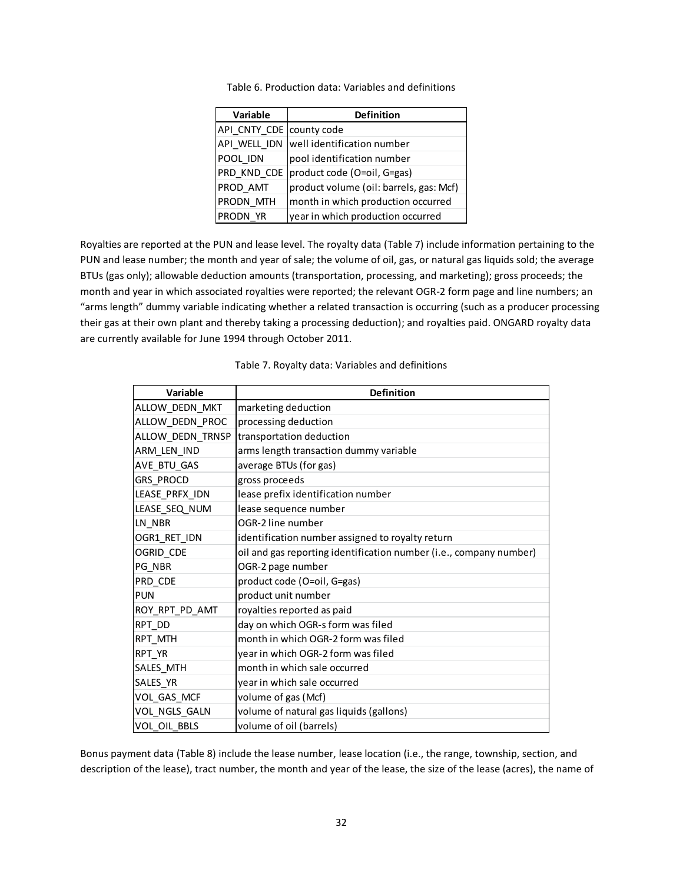Table 6. Production data: Variables and definitions

| Variable | Definition |
|---|---|
| API_CNTY_CDE | county code |
| API_WELL_IDN | well identification number |
| POOL_IDN | pool identification number |
| PRD_KND_CDE | product code (O=oil, G=gas) |
| PROD_AMT | product volume (oil: barrels, gas: Mcf) |
| PRODN_MTH | month in which production occurred |
| PRODN_YR | year in which production occurred |

Royalties are reported at the PUN and lease level. The royalty data (Table 7) include information pertaining to the PUN and lease number; the month and year of sale; the volume of oil, gas, or natural gas liquids sold; the average BTUs (gas only); allowable deduction amounts (transportation, processing, and marketing); gross proceeds; the month and year in which associated royalties were reported; the relevant OGR-2 form page and line numbers; an "arms length" dummy variable indicating whether a related transaction is occurring (such as a producer processing their gas at their own plant and thereby taking a processing deduction); and royalties paid. ONGARD royalty data are currently available for June 1994 through October 2011.

Table 7. Royalty data: Variables and definitions

| Variable | Definition |
|---|---|
| ALLOW_DEDN_MKT | marketing deduction |
| ALLOW_DEDN_PROC | processing deduction |
| ALLOW_DEDN_TRNSP | transportation deduction |
| ARM_LEN_IND | arms length transaction dummy variable |
| AVE_BTU_GAS | average BTUs (for gas) |
| GRS_PROCD | gross proceeds |
| LEASE_PRFX_IDN | lease prefix identification number |
| LEASE_SEQ_NUM | lease sequence number |
| LN_NBR | OGR-2 line number |
| OGR1_RET_IDN | identification number assigned to royalty return |
| OGRID_CDE | oil and gas reporting identification number (i.e., company number) |
| PG_NBR | OGR-2 page number |
| PRD_CDE | product code (O=oil, G=gas) |
| PUN | product unit number |
| ROY_RPT_PD_AMT | royalties reported as paid |
| RPT_DD | day on which OGR-s form was filed |
| RPT_MTH | month in which OGR-2 form was filed |
| RPT_YR | year in which OGR-2 form was filed |
| SALES_MTH | month in which sale occurred |
| SALES_YR | year in which sale occurred |
| VOL_GAS_MCF | volume of gas (Mcf) |
| VOL_NGLS_GALN | volume of natural gas liquids (gallons) |
| VOL_OIL_BBLS | volume of oil (barrels) |

Bonus payment data (Table 8) include the lease number, lease location (i.e., the range, township, section, and description of the lease), tract number, the month and year of the lease, the size of the lease (acres), the name of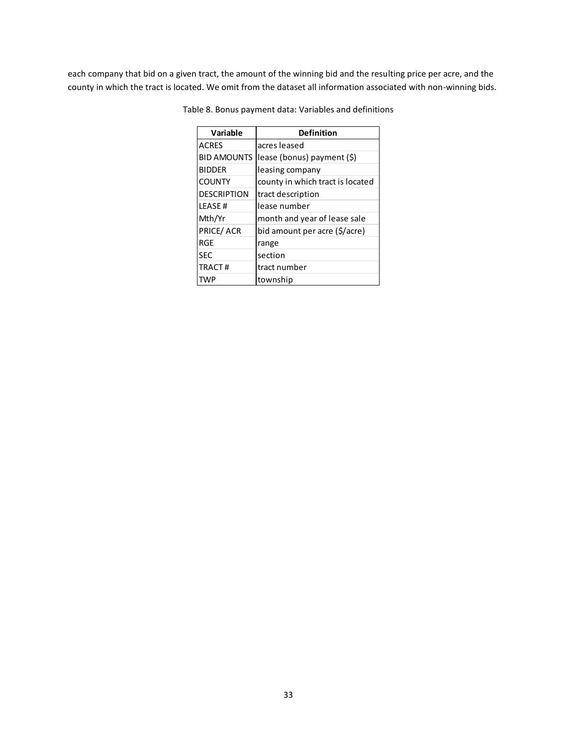each company that bid on a given tract, the amount of the winning bid and the resulting price per acre, and the county in which the tract is located. We omit from the dataset all information associated with non-winning bids.

Table 8. Bonus payment data: Variables and definitions

| Variable | Definition |
|---|---|
| ACRES | acres leased |
| BID AMOUNTS | lease (bonus) payment ($) |
| BIDDER | leasing company |
| COUNTY | county in which tract is located |
| DESCRIPTION | tract description |
| LEASE # | lease number |
| Mth/Yr | month and year of lease sale |
| PRICE/ ACR | bid amount per acre ($/acre) |
| RGE | range |
| SEC | section |
| TRACT # | tract number |
| TWP | township |